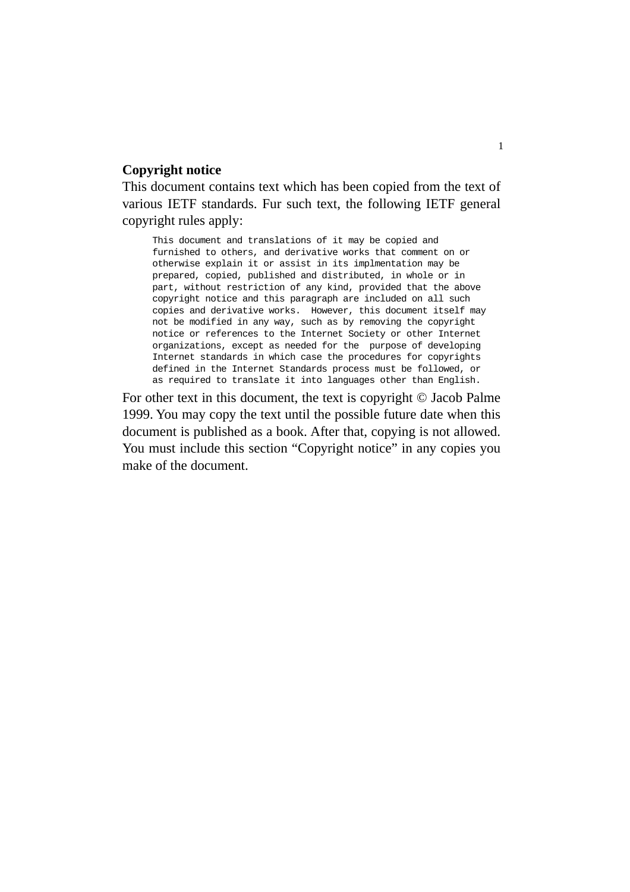**Copyright notice**

This document contains text which has been copied from the text of various IETF standards. Fur such text, the following IETF general copyright rules apply:

```
This document and translations of it may be copied and
furnished to others, and derivative works that comment on or
otherwise explain it or assist in its implmentation may be
prepared, copied, published and distributed, in whole or in
part, without restriction of any kind, provided that the above
copyright notice and this paragraph are included on all such
copies and derivative works.  However, this document itself may
not be modified in any way, such as by removing the copyright
notice or references to the Internet Society or other Internet
organizations, except as needed for the  purpose of developing
Internet standards in which case the procedures for copyrights
defined in the Internet Standards process must be followed, or
as required to translate it into languages other than English.
```

For other text in this document, the text is copyright © Jacob Palme 1999. You may copy the text until the possible future date when this document is published as a book. After that, copying is not allowed. You must include this section “Copyright notice” in any copies you make of the document.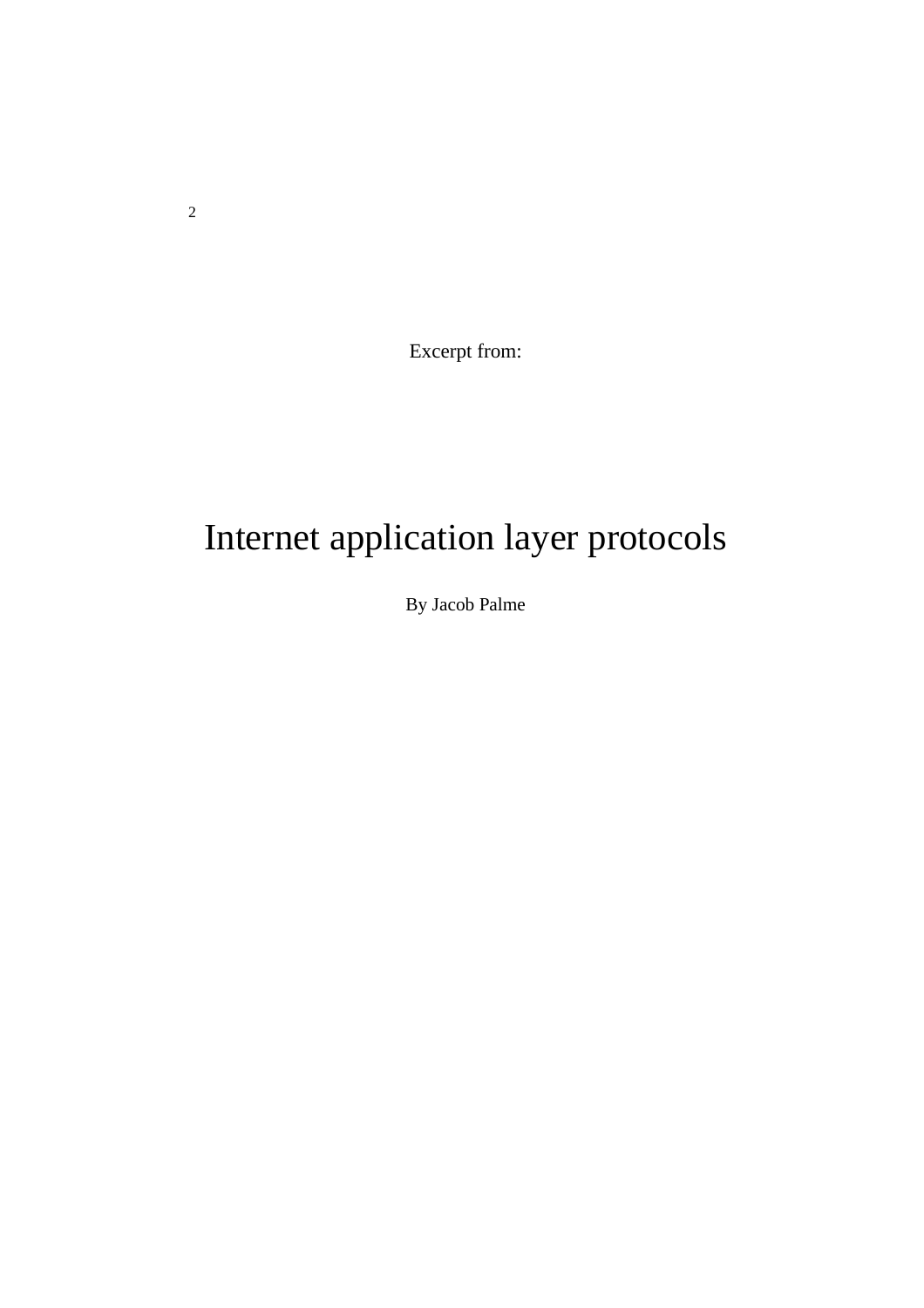Excerpt from:

# Internet application layer protocols

By Jacob Palme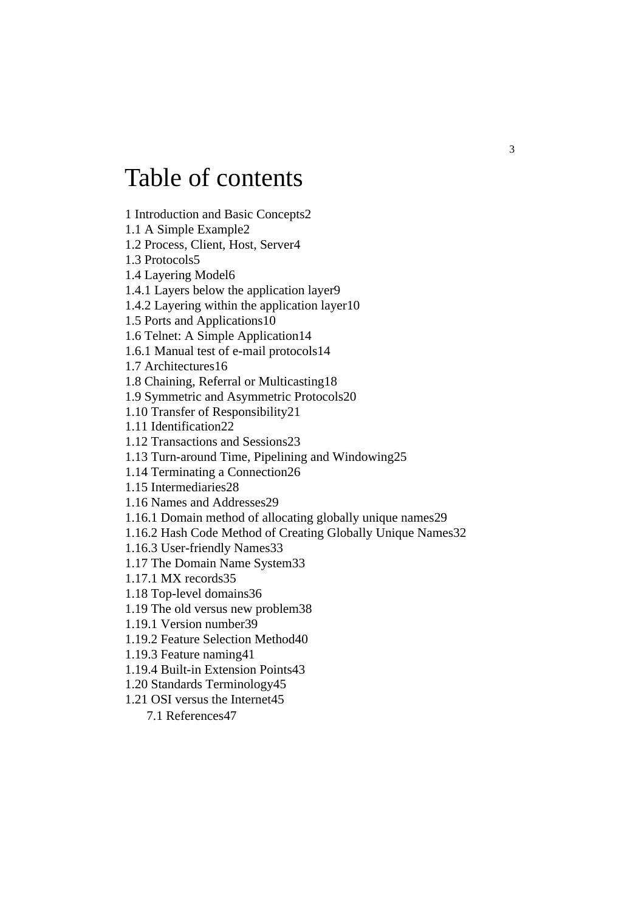# Table of contents

1 Introduction and Basic Concepts2
1.1 A Simple Example2
1.2 Process, Client, Host, Server4
1.3 Protocols5
1.4 Layering Model6
1.4.1 Layers below the application layer9
1.4.2 Layering within the application layer10
1.5 Ports and Applications10
1.6 Telnet: A Simple Application14
1.6.1 Manual test of e-mail protocols14
1.7 Architectures16
1.8 Chaining, Referral or Multicasting18
1.9 Symmetric and Asymmetric Protocols20
1.10 Transfer of Responsibility21
1.11 Identification22
1.12 Transactions and Sessions23
1.13 Turn-around Time, Pipelining and Windowing25
1.14 Terminating a Connection26
1.15 Intermediaries28
1.16 Names and Addresses29
1.16.1 Domain method of allocating globally unique names29
1.16.2 Hash Code Method of Creating Globally Unique Names32
1.16.3 User-friendly Names33
1.17 The Domain Name System33
1.17.1 MX records35
1.18 Top-level domains36
1.19 The old versus new problem38
1.19.1 Version number39
1.19.2 Feature Selection Method40
1.19.3 Feature naming41
1.19.4 Built-in Extension Points43
1.20 Standards Terminology45
1.21 OSI versus the Internet45
7.1 References47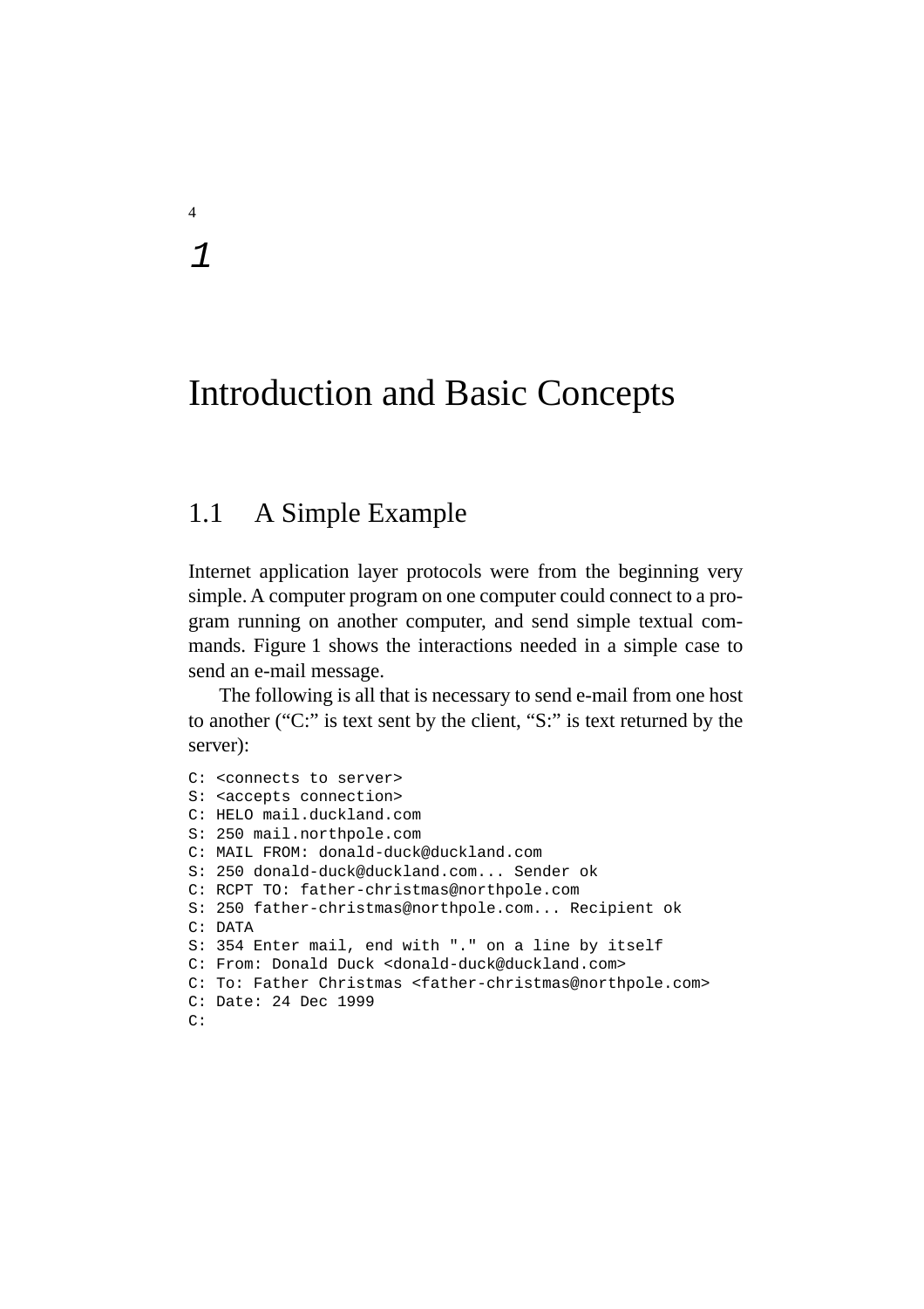# 1

# Introduction and Basic Concepts

## 1.1 A Simple Example

Internet application layer protocols were from the beginning very simple. A computer program on one computer could connect to a program running on another computer, and send simple textual commands. Figure 1 shows the interactions needed in a simple case to send an e-mail message.

The following is all that is necessary to send e-mail from one host to another ("C:" is text sent by the client, "S:" is text returned by the server):

```
C: <connects to server>
S: <accepts connection>
C: HELO mail.duckland.com
S: 250 mail.northpole.com
C: MAIL FROM: donald-duck@duckland.com
S: 250 donald-duck@duckland.com... Sender ok
C: RCPT TO: father-christmas@northpole.com
S: 250 father-christmas@northpole.com... Recipient ok
C: DATA
S: 354 Enter mail, end with "." on a line by itself
C: From: Donald Duck <donald-duck@duckland.com>
C: To: Father Christmas <father-christmas@northpole.com>
C: Date: 24 Dec 1999
C:
```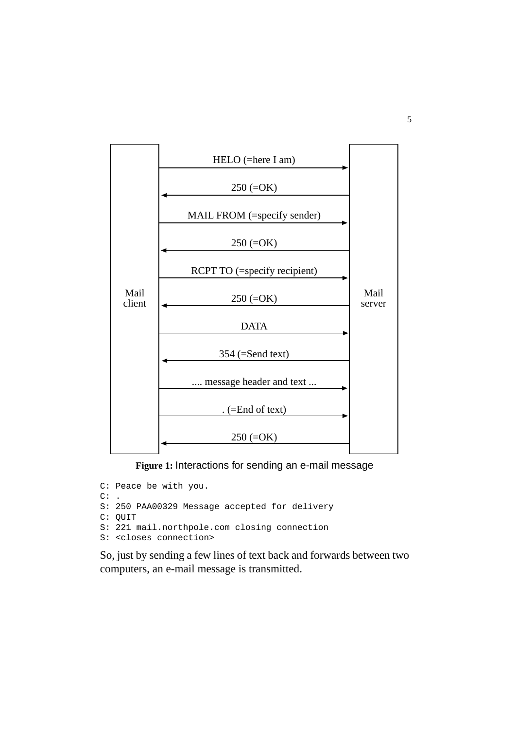Mail client → Mail server: HELO (=here I am)

Mail server → Mail client: 250 (=OK)

Mail client → Mail server: MAIL FROM (=specify sender)

Mail server → Mail client: 250 (=OK)

Mail client → Mail server: RCPT TO (=specify recipient)

Mail server → Mail client: 250 (=OK)

Mail client → Mail server: DATA

Mail server → Mail client: 354 (=Send text)

Mail client → Mail server: .... message header and text ...

Mail client → Mail server: . (=End of text)

Mail server → Mail client: 250 (=OK)

**Figure 1:** Interactions for sending an e-mail message

```
C: Peace be with you.
C: .
S: 250 PAA00329 Message accepted for delivery
C: QUIT
S: 221 mail.northpole.com closing connection
S: <closes connection>
```

So, just by sending a few lines of text back and forwards between two computers, an e-mail message is transmitted.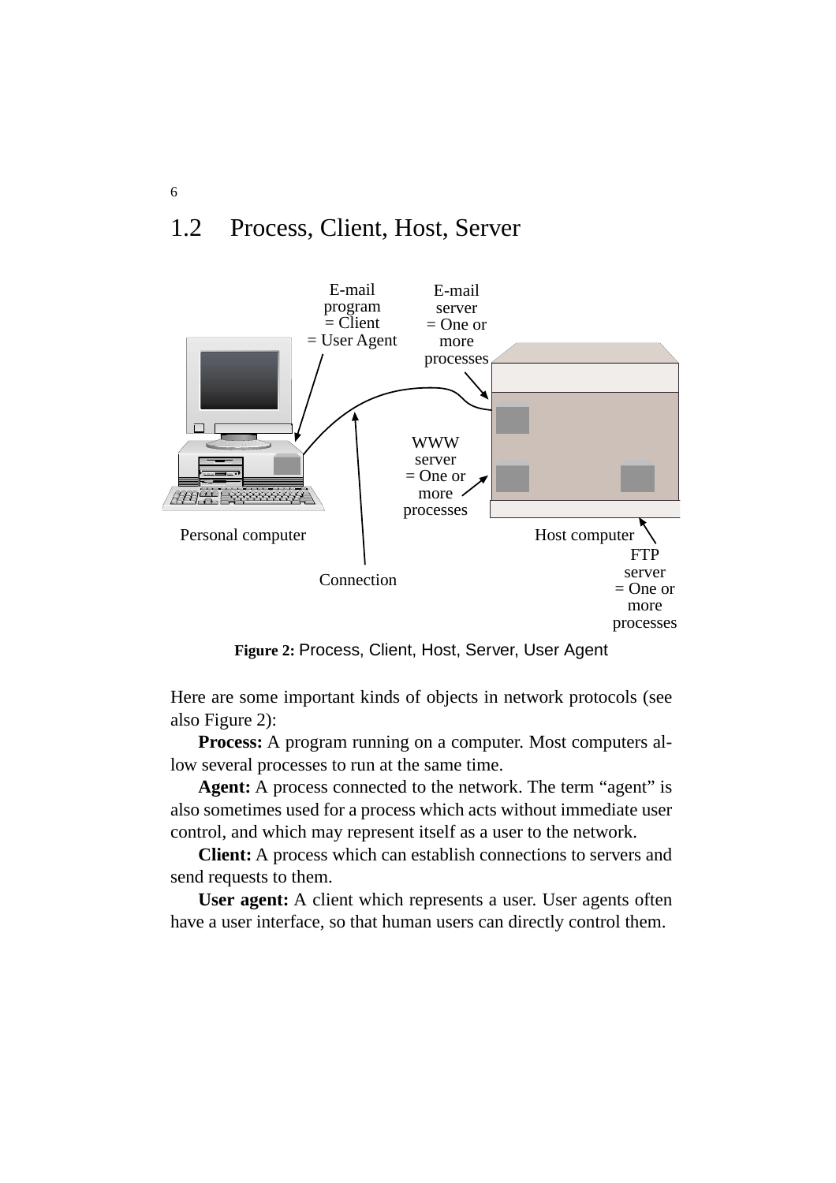## 1.2 Process, Client, Host, Server

Figure 2: Process, Client, Host, Server, User Agent

Here are some important kinds of objects in network protocols (see also Figure 2):

**Process:** A program running on a computer. Most computers allow several processes to run at the same time.

**Agent:** A process connected to the network. The term “agent” is also sometimes used for a process which acts without immediate user control, and which may represent itself as a user to the network.

**Client:** A process which can establish connections to servers and send requests to them.

**User agent:** A client which represents a user. User agents often have a user interface, so that human users can directly control them.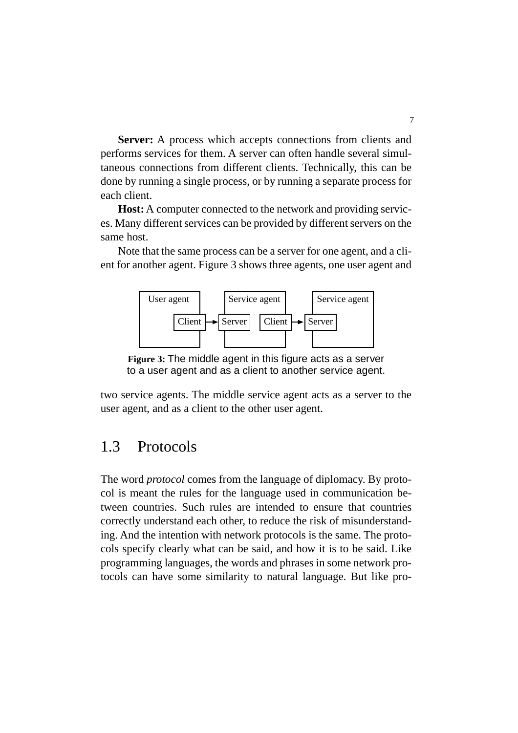**Server:** A process which accepts connections from clients and performs services for them. A server can often handle several simultaneous connections from different clients. Technically, this can be done by running a single process, or by running a separate process for each client.

**Host:** A computer connected to the network and providing services. Many different services can be provided by different servers on the same host.

Note that the same process can be a server for one agent, and a client for another agent. Figure 3 shows three agents, one user agent and two service agents. The middle service agent acts as a server to the user agent, and as a client to the other user agent.

**Figure 3:** The middle agent in this figure acts as a server to a user agent and as a client to another service agent.

## 1.3 Protocols

The word *protocol* comes from the language of diplomacy. By protocol is meant the rules for the language used in communication between countries. Such rules are intended to ensure that countries correctly understand each other, to reduce the risk of misunderstanding. And the intention with network protocols is the same. The protocols specify clearly what can be said, and how it is to be said. Like programming languages, the words and phrases in some network protocols can have some similarity to natural language. But like pro-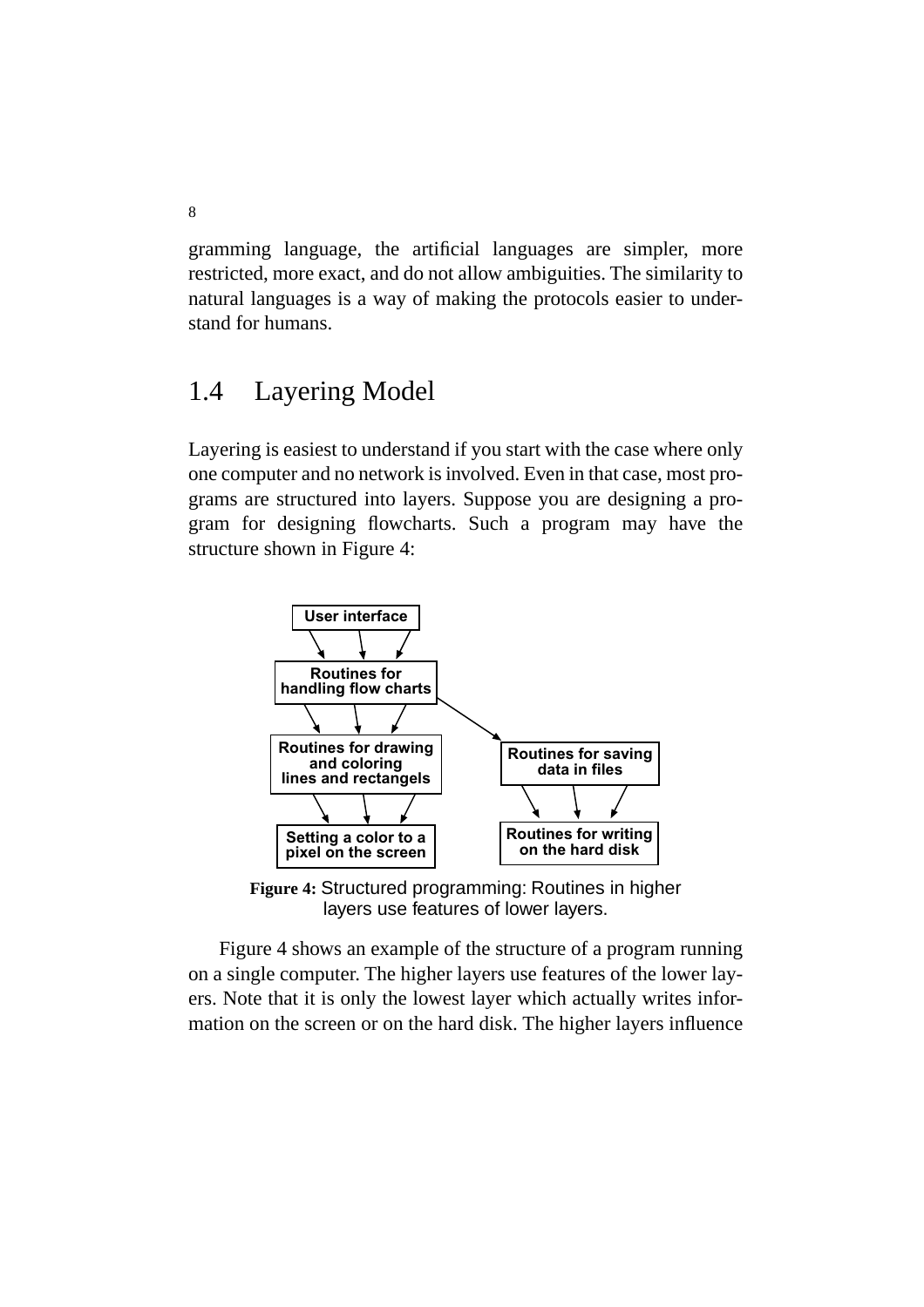gramming language, the artificial languages are simpler, more restricted, more exact, and do not allow ambiguities. The similarity to natural languages is a way of making the protocols easier to understand for humans.

## 1.4 Layering Model

Layering is easiest to understand if you start with the case where only one computer and no network is involved. Even in that case, most programs are structured into layers. Suppose you are designing a program for designing flowcharts. Such a program may have the structure shown in Figure 4:

User interface

Routines for handling flow charts

Routines for drawing and coloring lines and rectangels

Routines for saving data in files

Setting a color to a pixel on the screen

Routines for writing on the hard disk

**Figure 4:** Structured programming: Routines in higher layers use features of lower layers.

Figure 4 shows an example of the structure of a program running on a single computer. The higher layers use features of the lower layers. Note that it is only the lowest layer which actually writes information on the screen or on the hard disk. The higher layers influence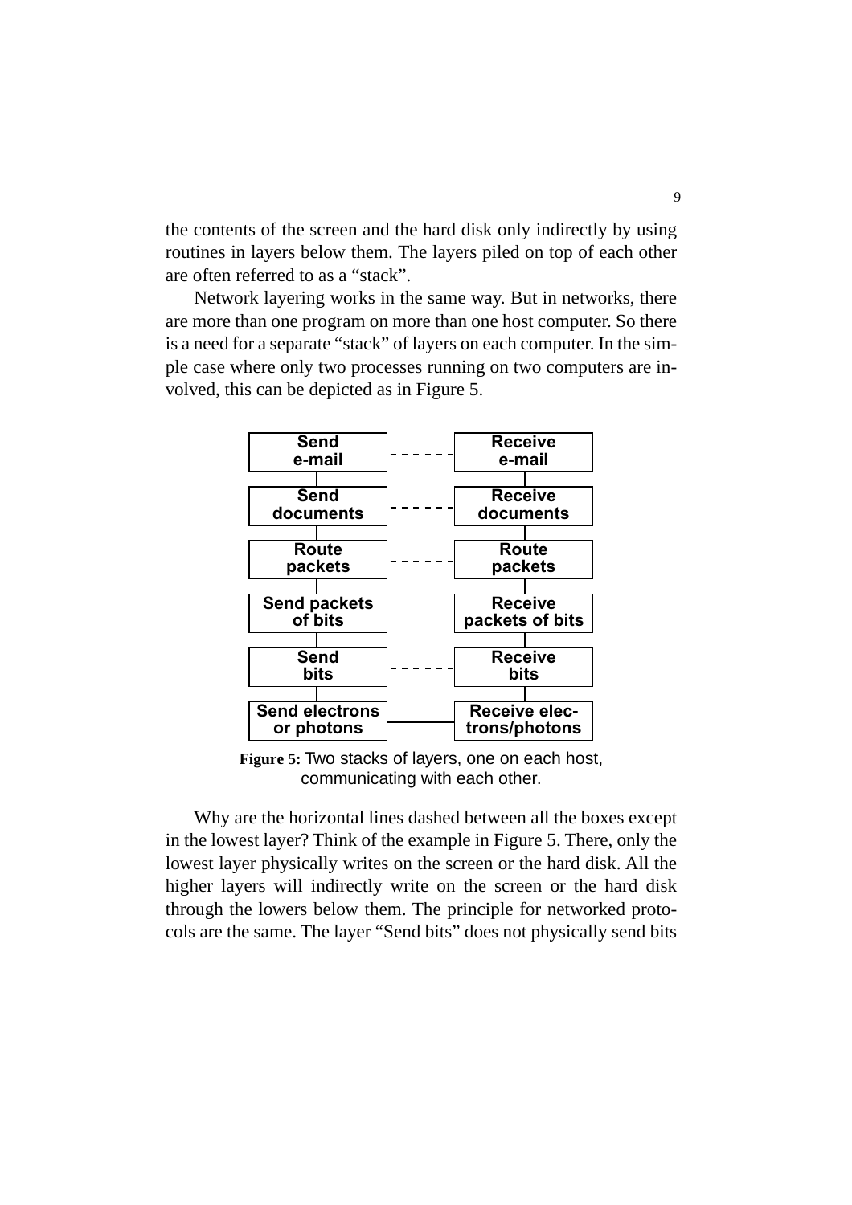the contents of the screen and the hard disk only indirectly by using routines in layers below them. The layers piled on top of each other are often referred to as a “stack”.

Network layering works in the same way. But in networks, there are more than one program on more than one host computer. So there is a need for a separate “stack” of layers on each computer. In the simple case where only two processes running on two computers are involved, this can be depicted as in Figure 5.

| | | |
|---|---|---|
| **Send e-mail** | - - - - - - | **Receive e-mail** |
| **Send documents** | - - - - - - | **Receive documents** |
| **Route packets** | - - - - - - | **Route packets** |
| **Send packets of bits** | - - - - - - | **Receive packets of bits** |
| **Send bits** | - - - - - - | **Receive bits** |
| **Send electrons or photons** | ———— | **Receive electrons/photons** |

**Figure 5:** Two stacks of layers, one on each host, communicating with each other.

Why are the horizontal lines dashed between all the boxes except in the lowest layer? Think of the example in Figure 5. There, only the lowest layer physically writes on the screen or the hard disk. All the higher layers will indirectly write on the screen or the hard disk through the lowers below them. The principle for networked protocols are the same. The layer “Send bits” does not physically send bits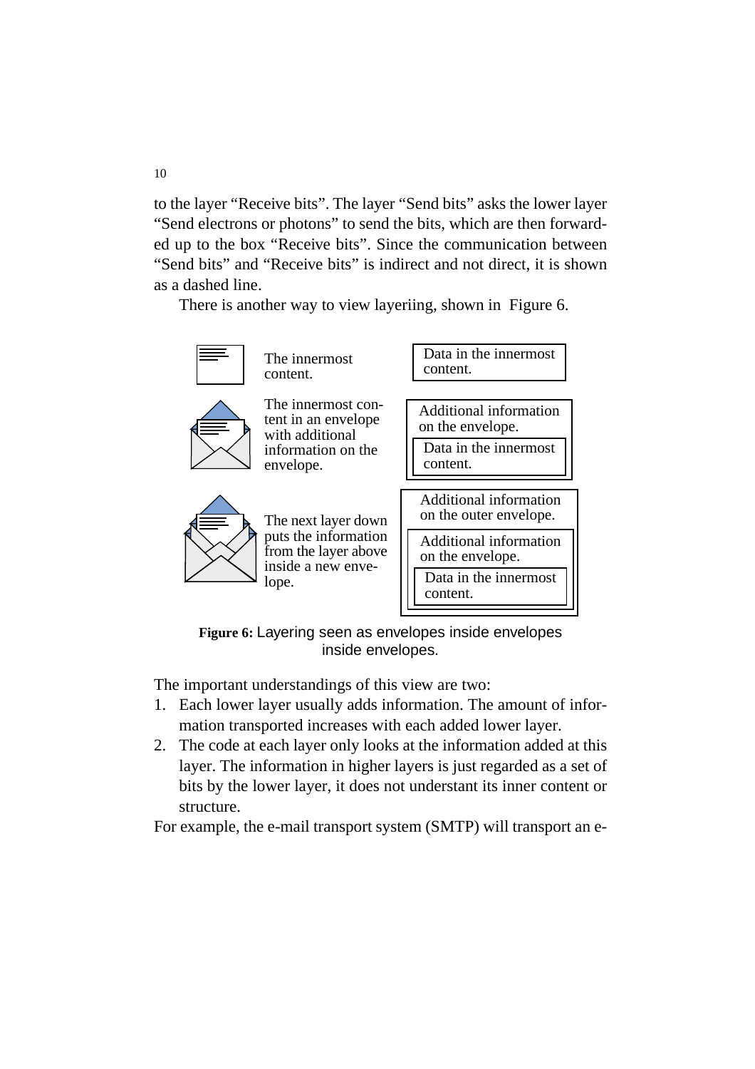to the layer “Receive bits”. The layer “Send bits” asks the lower layer “Send electrons or photons” to send the bits, which are then forwarded up to the box “Receive bits”. Since the communication between “Send bits” and “Receive bits” is indirect and not direct, it is shown as a dashed line.

There is another way to view layeriing, shown in Figure 6.

The innermost content.

Data in the innermost content.

The innermost content in an envelope with additional information on the envelope.

Additional information on the envelope.
Data in the innermost content.

The next layer down puts the information from the layer above inside a new envelope.

Additional information on the outer envelope.
Additional information on the envelope.
Data in the innermost content.

**Figure 6:** Layering seen as envelopes inside envelopes inside envelopes.

The important understandings of this view are two:

1. Each lower layer usually adds information. The amount of information transported increases with each added lower layer.
2. The code at each layer only looks at the information added at this layer. The information in higher layers is just regarded as a set of bits by the lower layer, it does not understant its inner content or structure.

For example, the e-mail transport system (SMTP) will transport an e-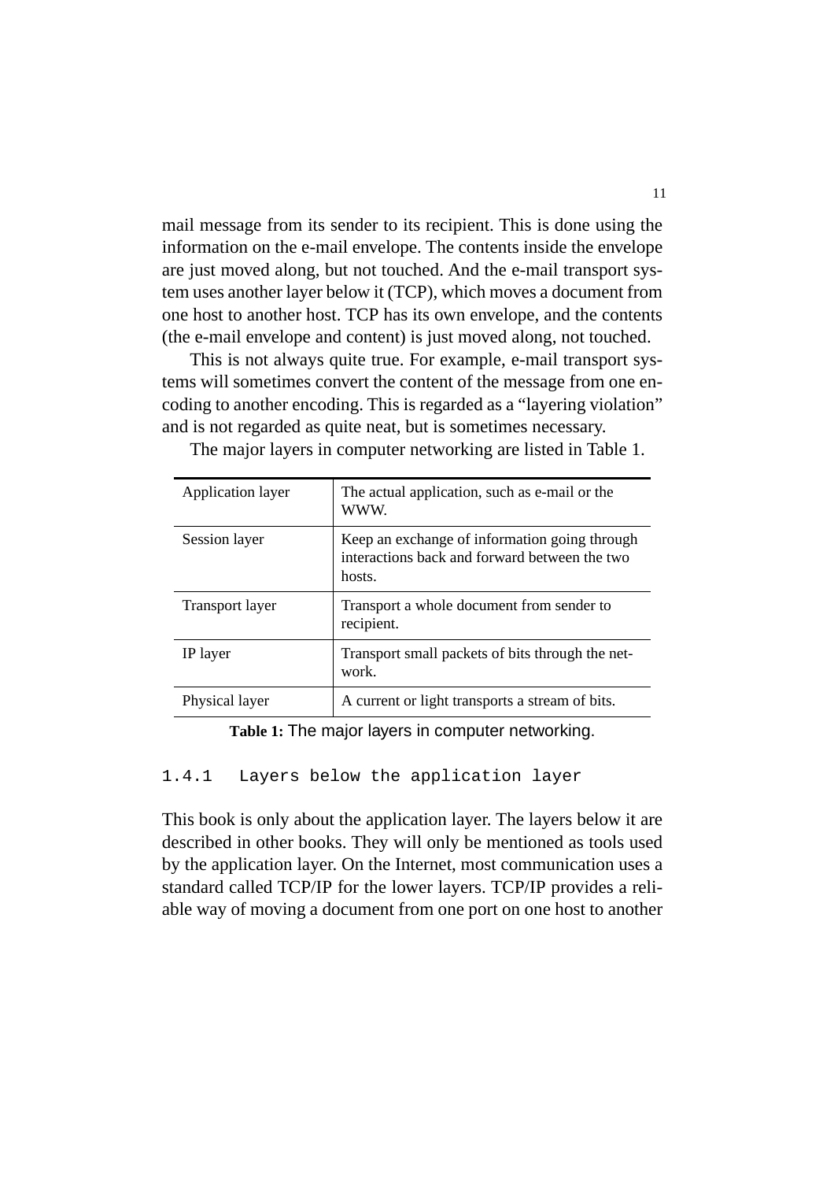mail message from its sender to its recipient. This is done using the information on the e-mail envelope. The contents inside the envelope are just moved along, but not touched. And the e-mail transport system uses another layer below it (TCP), which moves a document from one host to another host. TCP has its own envelope, and the contents (the e-mail envelope and content) is just moved along, not touched.

This is not always quite true. For example, e-mail transport systems will sometimes convert the content of the message from one encoding to another encoding. This is regarded as a "layering violation" and is not regarded as quite neat, but is sometimes necessary.

The major layers in computer networking are listed in Table 1.

| Layer | Description |
|---|---|
| Application layer | The actual application, such as e-mail or the WWW. |
| Session layer | Keep an exchange of information going through interactions back and forward between the two hosts. |
| Transport layer | Transport a whole document from sender to recipient. |
| IP layer | Transport small packets of bits through the network. |
| Physical layer | A current or light transports a stream of bits. |

**Table 1:** The major layers in computer networking.

### 1.4.1 Layers below the application layer

This book is only about the application layer. The layers below it are described in other books. They will only be mentioned as tools used by the application layer. On the Internet, most communication uses a standard called TCP/IP for the lower layers. TCP/IP provides a reliable way of moving a document from one port on one host to another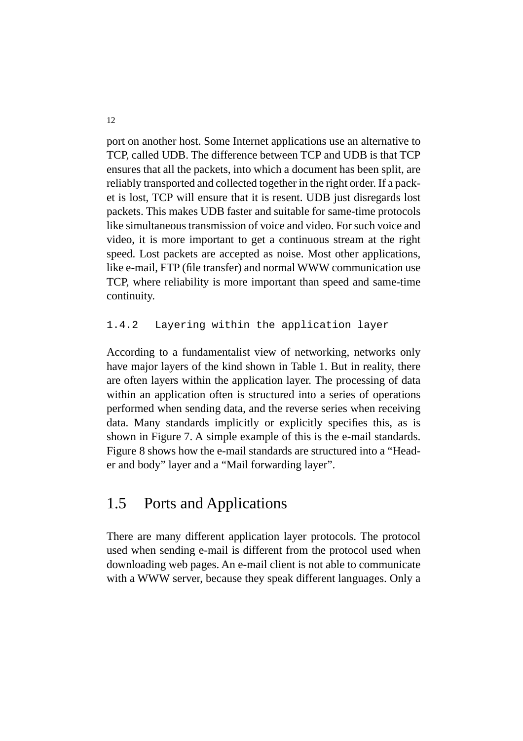port on another host. Some Internet applications use an alternative to TCP, called UDB. The difference between TCP and UDB is that TCP ensures that all the packets, into which a document has been split, are reliably transported and collected together in the right order. If a packet is lost, TCP will ensure that it is resent. UDB just disregards lost packets. This makes UDB faster and suitable for same-time protocols like simultaneous transmission of voice and video. For such voice and video, it is more important to get a continuous stream at the right speed. Lost packets are accepted as noise. Most other applications, like e-mail, FTP (file transfer) and normal WWW communication use TCP, where reliability is more important than speed and same-time continuity.

### 1.4.2 Layering within the application layer

According to a fundamentalist view of networking, networks only have major layers of the kind shown in Table 1. But in reality, there are often layers within the application layer. The processing of data within an application often is structured into a series of operations performed when sending data, and the reverse series when receiving data. Many standards implicitly or explicitly specifies this, as is shown in Figure 7. A simple example of this is the e-mail standards. Figure 8 shows how the e-mail standards are structured into a "Header and body" layer and a "Mail forwarding layer".

## 1.5 Ports and Applications

There are many different application layer protocols. The protocol used when sending e-mail is different from the protocol used when downloading web pages. An e-mail client is not able to communicate with a WWW server, because they speak different languages. Only a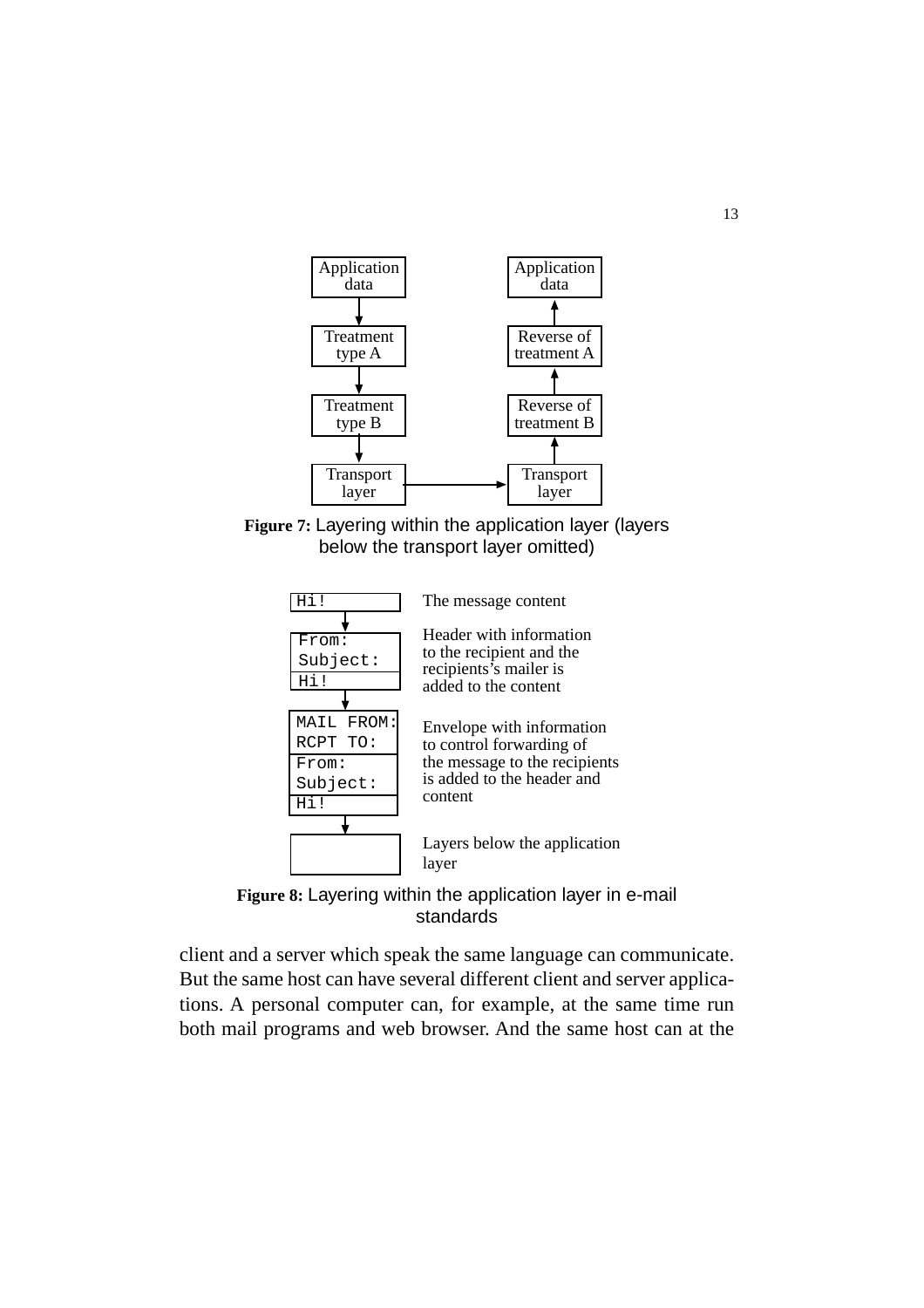**Figure 7:** Layering within the application layer (layers below the transport layer omitted)

**Figure 8:** Layering within the application layer in e-mail standards

client and a server which speak the same language can communicate. But the same host can have several different client and server applications. A personal computer can, for example, at the same time run both mail programs and web browser. And the same host can at the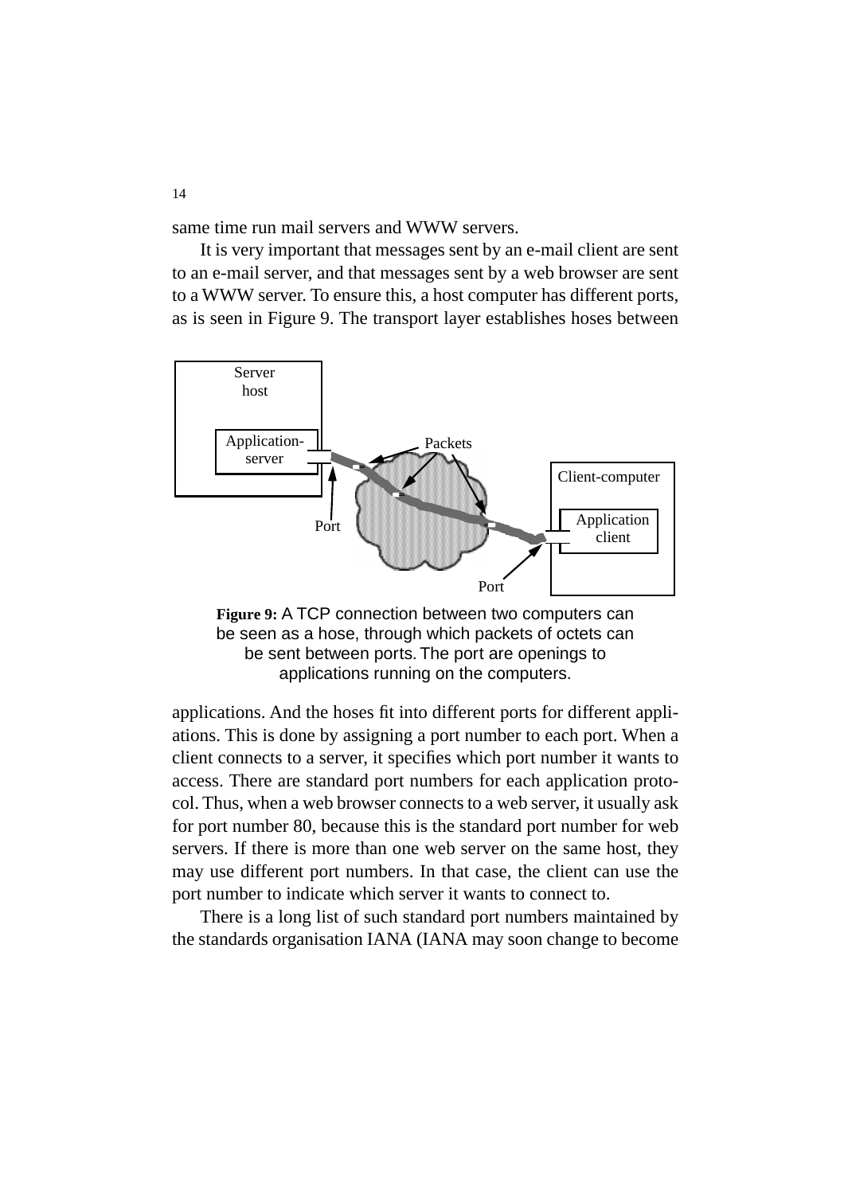same time run mail servers and WWW servers.

It is very important that messages sent by an e-mail client are sent to an e-mail server, and that messages sent by a web browser are sent to a WWW server. To ensure this, a host computer has different ports, as is seen in Figure 9. The transport layer establishes hoses between

**Figure 9:** A TCP connection between two computers can be seen as a hose, through which packets of octets can be sent between ports. The port are openings to applications running on the computers.

applications. And the hoses fit into different ports for different appliations. This is done by assigning a port number to each port. When a client connects to a server, it specifies which port number it wants to access. There are standard port numbers for each application protocol. Thus, when a web browser connects to a web server, it usually ask for port number 80, because this is the standard port number for web servers. If there is more than one web server on the same host, they may use different port numbers. In that case, the client can use the port number to indicate which server it wants to connect to.

There is a long list of such standard port numbers maintained by the standards organisation IANA (IANA may soon change to become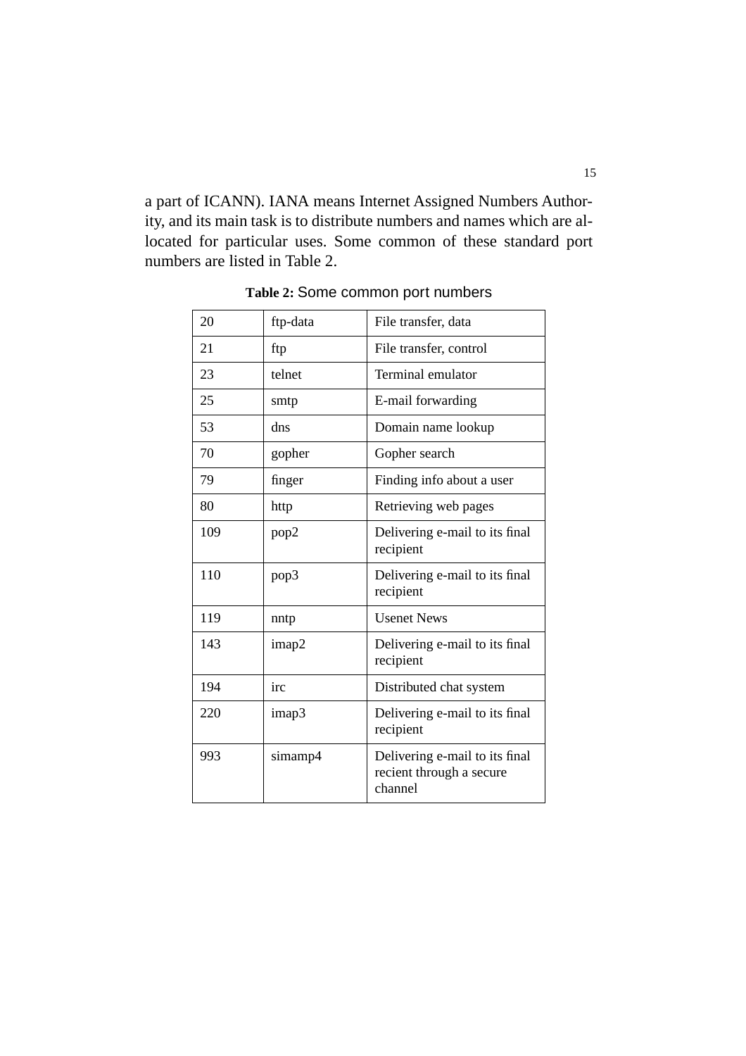a part of ICANN). IANA means Internet Assigned Numbers Authority, and its main task is to distribute numbers and names which are allocated for particular uses. Some common of these standard port numbers are listed in Table 2.

**Table 2:** Some common port numbers

| | | |
|---|---|---|
| 20 | ftp-data | File transfer, data |
| 21 | ftp | File transfer, control |
| 23 | telnet | Terminal emulator |
| 25 | smtp | E-mail forwarding |
| 53 | dns | Domain name lookup |
| 70 | gopher | Gopher search |
| 79 | finger | Finding info about a user |
| 80 | http | Retrieving web pages |
| 109 | pop2 | Delivering e-mail to its final recipient |
| 110 | pop3 | Delivering e-mail to its final recipient |
| 119 | nntp | Usenet News |
| 143 | imap2 | Delivering e-mail to its final recipient |
| 194 | irc | Distributed chat system |
| 220 | imap3 | Delivering e-mail to its final recipient |
| 993 | simamp4 | Delivering e-mail to its final recient through a secure channel |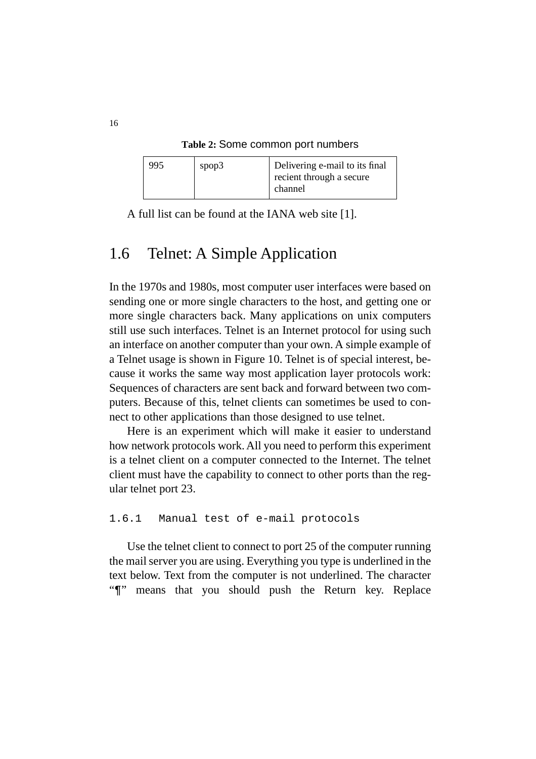**Table 2:** Some common port numbers

| | | |
|---|---|---|
| 995 | spop3 | Delivering e-mail to its final recient through a secure channel |

A full list can be found at the IANA web site [1].

## 1.6 Telnet: A Simple Application

In the 1970s and 1980s, most computer user interfaces were based on sending one or more single characters to the host, and getting one or more single characters back. Many applications on unix computers still use such interfaces. Telnet is an Internet protocol for using such an interface on another computer than your own. A simple example of a Telnet usage is shown in Figure 10. Telnet is of special interest, because it works the same way most application layer protocols work: Sequences of characters are sent back and forward between two computers. Because of this, telnet clients can sometimes be used to connect to other applications than those designed to use telnet.

Here is an experiment which will make it easier to understand how network protocols work. All you need to perform this experiment is a telnet client on a computer connected to the Internet. The telnet client must have the capability to connect to other ports than the regular telnet port 23.

### 1.6.1 Manual test of e-mail protocols

Use the telnet client to connect to port 25 of the computer running the mail server you are using. Everything you type is underlined in the text below. Text from the computer is not underlined. The character "¶" means that you should push the Return key. Replace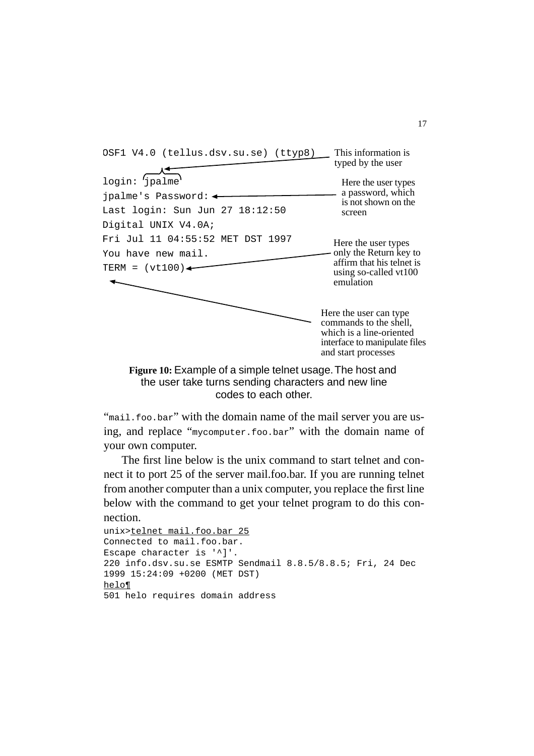```
OSF1 V4.0 (tellus.dsv.su.se) (ttyp8)

login: jpalme
jpalme's Password:
Last login: Sun Jun 27 18:12:50
Digital UNIX V4.0A;
Fri Jul 11 04:55:52 MET DST 1997
You have new mail.
TERM = (vt100)
```

This information is typed by the user

Here the user types a password, which is not shown on the screen

Here the user types only the Return key to affirm that his telnet is using so-called vt100 emulation

Here the user can type commands to the shell, which is a line-oriented interface to manipulate files and start processes

**Figure 10:** Example of a simple telnet usage. The host and the user take turns sending characters and new line codes to each other.

"`mail.foo.bar`" with the domain name of the mail server you are using, and replace "`mycomputer.foo.bar`" with the domain name of your own computer.

The first line below is the unix command to start telnet and connect it to port 25 of the server mail.foo.bar. If you are running telnet from another computer than a unix computer, you replace the first line below with the command to get your telnet program to do this connection.

```
unix>telnet mail.foo.bar 25
Connected to mail.foo.bar.
Escape character is '^]'.
220 info.dsv.su.se ESMTP Sendmail 8.8.5/8.8.5; Fri, 24 Dec
1999 15:24:09 +0200 (MET DST)
helo¶
501 helo requires domain address
```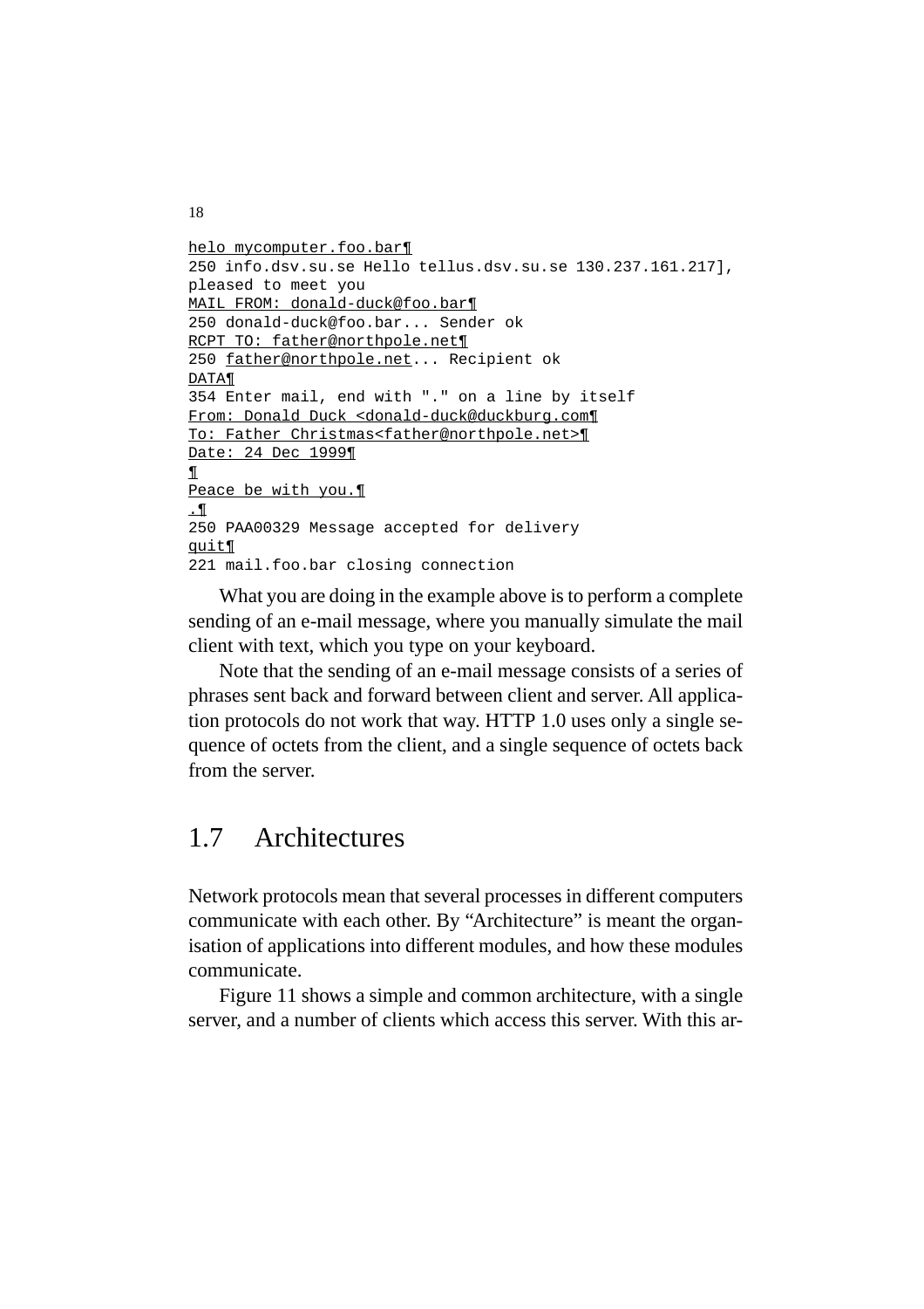```
helo mycomputer.foo.bar¶
250 info.dsv.su.se Hello tellus.dsv.su.se 130.237.161.217],
pleased to meet you
MAIL FROM: donald-duck@foo.bar¶
250 donald-duck@foo.bar... Sender ok
RCPT TO: father@northpole.net¶
250 father@northpole.net... Recipient ok
DATA¶
354 Enter mail, end with "." on a line by itself
From: Donald Duck <donald-duck@duckburg.com¶
To: Father Christmas<father@northpole.net>¶
Date: 24 Dec 1999¶
¶
Peace be with you.¶
.¶
250 PAA00329 Message accepted for delivery
quit¶
221 mail.foo.bar closing connection
```

What you are doing in the example above is to perform a complete sending of an e-mail message, where you manually simulate the mail client with text, which you type on your keyboard.

Note that the sending of an e-mail message consists of a series of phrases sent back and forward between client and server. All application protocols do not work that way. HTTP 1.0 uses only a single sequence of octets from the client, and a single sequence of octets back from the server.

## 1.7 Architectures

Network protocols mean that several processes in different computers communicate with each other. By "Architecture" is meant the organisation of applications into different modules, and how these modules communicate.

Figure 11 shows a simple and common architecture, with a single server, and a number of clients which access this server. With this ar-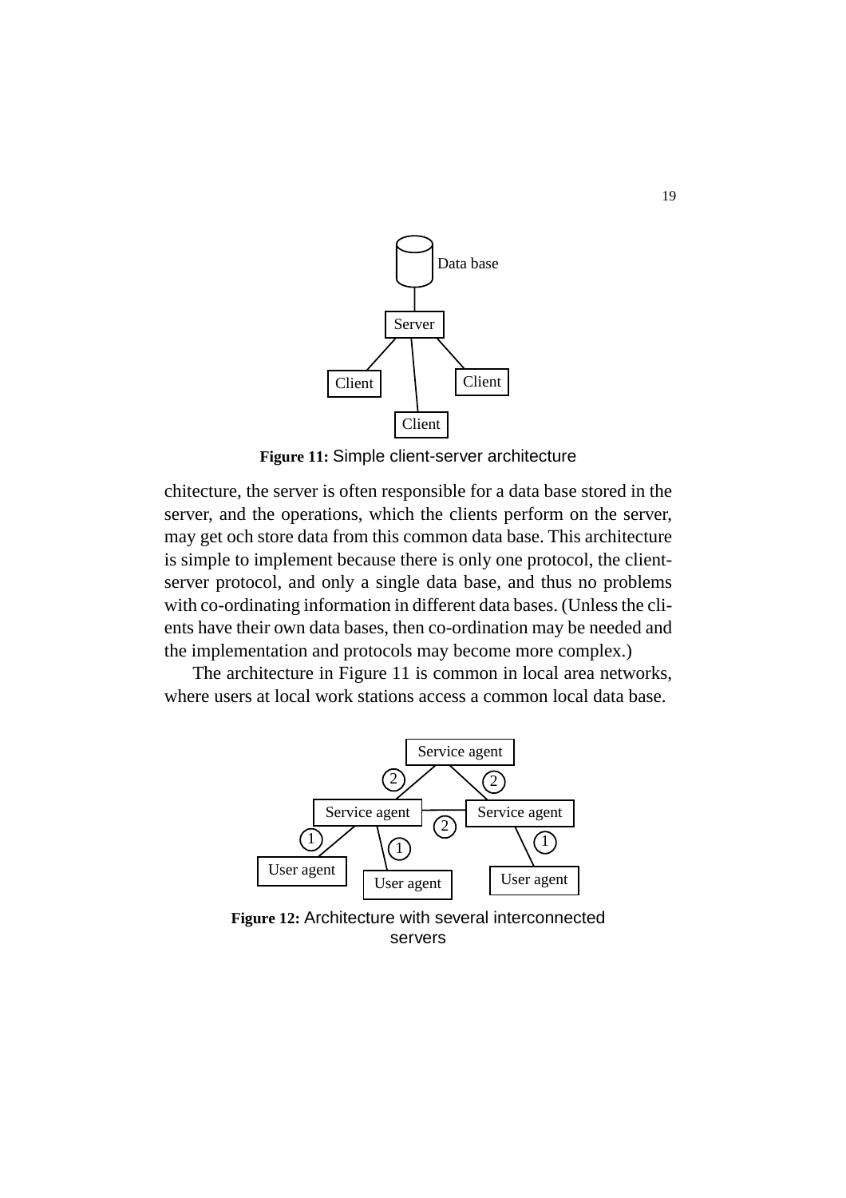**Figure 11:** Simple client-server architecture

chitecture, the server is often responsible for a data base stored in the server, and the operations, which the clients perform on the server, may get och store data from this common data base. This architecture is simple to implement because there is only one protocol, the client-server protocol, and only a single data base, and thus no problems with co-ordinating information in different data bases. (Unless the clients have their own data bases, then co-ordination may be needed and the implementation and protocols may become more complex.)

The architecture in Figure 11 is common in local area networks, where users at local work stations access a common local data base.

**Figure 12:** Architecture with several interconnected servers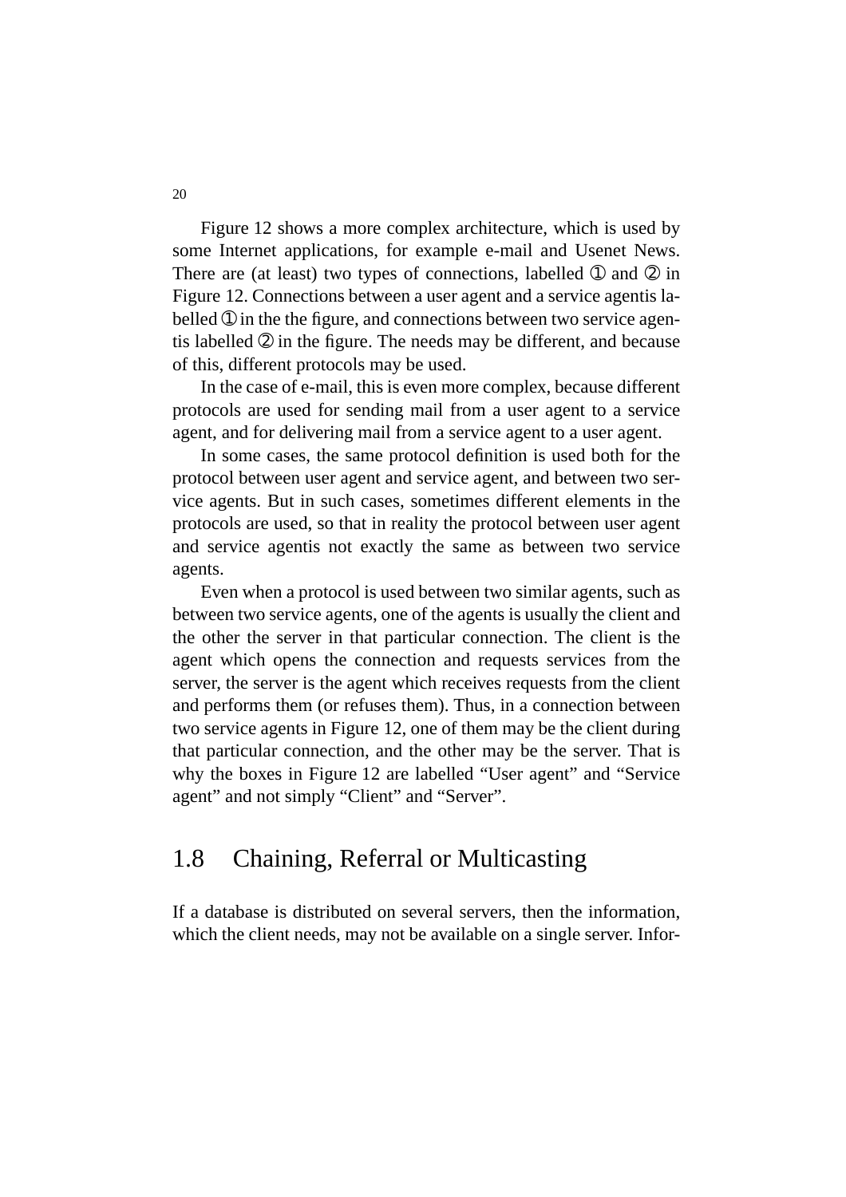Figure 12 shows a more complex architecture, which is used by some Internet applications, for example e-mail and Usenet News. There are (at least) two types of connections, labelled ① and ② in Figure 12. Connections between a user agent and a service agentis labelled ① in the the figure, and connections between two service agentis labelled ② in the figure. The needs may be different, and because of this, different protocols may be used.

In the case of e-mail, this is even more complex, because different protocols are used for sending mail from a user agent to a service agent, and for delivering mail from a service agent to a user agent.

In some cases, the same protocol definition is used both for the protocol between user agent and service agent, and between two service agents. But in such cases, sometimes different elements in the protocols are used, so that in reality the protocol between user agent and service agentis not exactly the same as between two service agents.

Even when a protocol is used between two similar agents, such as between two service agents, one of the agents is usually the client and the other the server in that particular connection. The client is the agent which opens the connection and requests services from the server, the server is the agent which receives requests from the client and performs them (or refuses them). Thus, in a connection between two service agents in Figure 12, one of them may be the client during that particular connection, and the other may be the server. That is why the boxes in Figure 12 are labelled “User agent” and “Service agent” and not simply “Client” and “Server”.

## 1.8 Chaining, Referral or Multicasting

If a database is distributed on several servers, then the information, which the client needs, may not be available on a single server. Infor-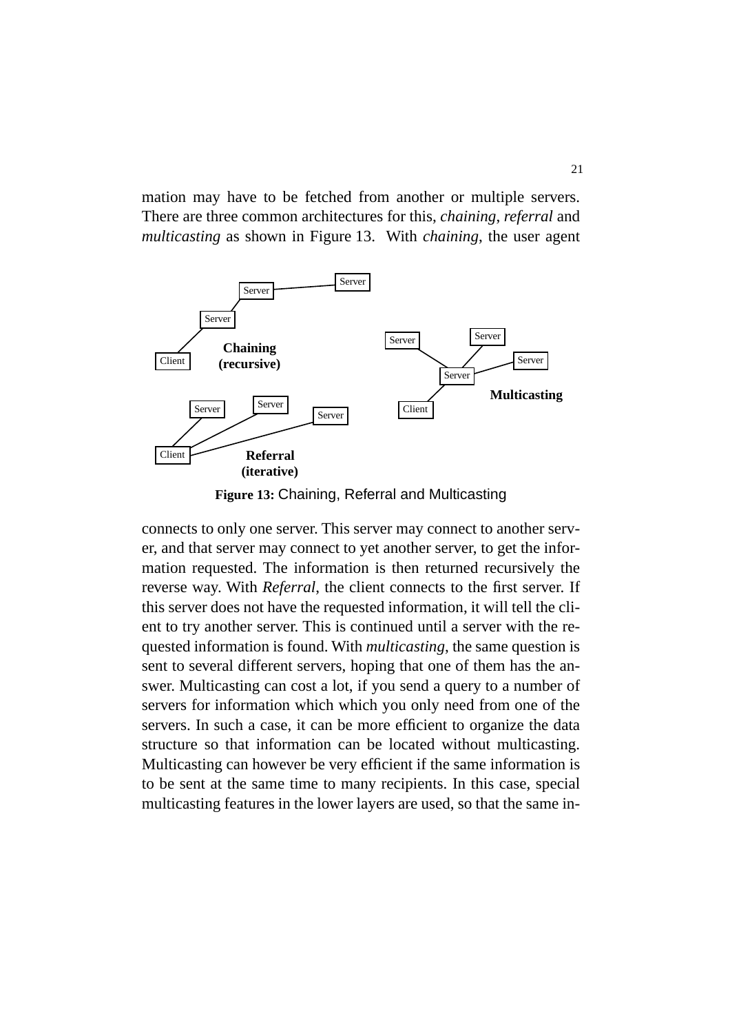mation may have to be fetched from another or multiple servers. There are three common architectures for this, *chaining*, *referral* and *multicasting* as shown in Figure 13. With *chaining*, the user agent

**Figure 13:** Chaining, Referral and Multicasting

connects to only one server. This server may connect to another server, and that server may connect to yet another server, to get the information requested. The information is then returned recursively the reverse way. With *Referral*, the client connects to the first server. If this server does not have the requested information, it will tell the client to try another server. This is continued until a server with the requested information is found. With *multicasting*, the same question is sent to several different servers, hoping that one of them has the answer. Multicasting can cost a lot, if you send a query to a number of servers for information which which you only need from one of the servers. In such a case, it can be more efficient to organize the data structure so that information can be located without multicasting. Multicasting can however be very efficient if the same information is to be sent at the same time to many recipients. In this case, special multicasting features in the lower layers are used, so that the same in-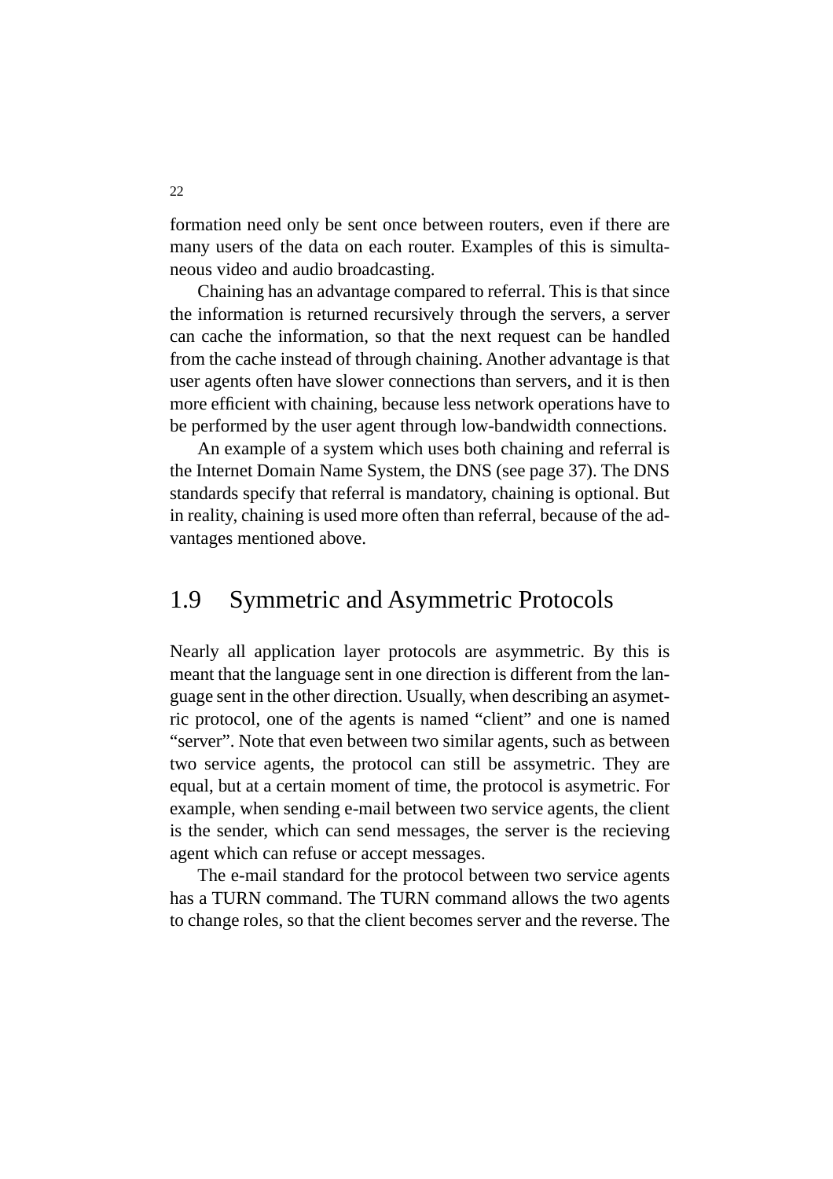formation need only be sent once between routers, even if there are many users of the data on each router. Examples of this is simultaneous video and audio broadcasting.

Chaining has an advantage compared to referral. This is that since the information is returned recursively through the servers, a server can cache the information, so that the next request can be handled from the cache instead of through chaining. Another advantage is that user agents often have slower connections than servers, and it is then more efficient with chaining, because less network operations have to be performed by the user agent through low-bandwidth connections.

An example of a system which uses both chaining and referral is the Internet Domain Name System, the DNS (see page 37). The DNS standards specify that referral is mandatory, chaining is optional. But in reality, chaining is used more often than referral, because of the advantages mentioned above.

## 1.9 Symmetric and Asymmetric Protocols

Nearly all application layer protocols are asymmetric. By this is meant that the language sent in one direction is different from the language sent in the other direction. Usually, when describing an asymetric protocol, one of the agents is named “client” and one is named “server”. Note that even between two similar agents, such as between two service agents, the protocol can still be assymetric. They are equal, but at a certain moment of time, the protocol is asymetric. For example, when sending e-mail between two service agents, the client is the sender, which can send messages, the server is the recieving agent which can refuse or accept messages.

The e-mail standard for the protocol between two service agents has a TURN command. The TURN command allows the two agents to change roles, so that the client becomes server and the reverse. The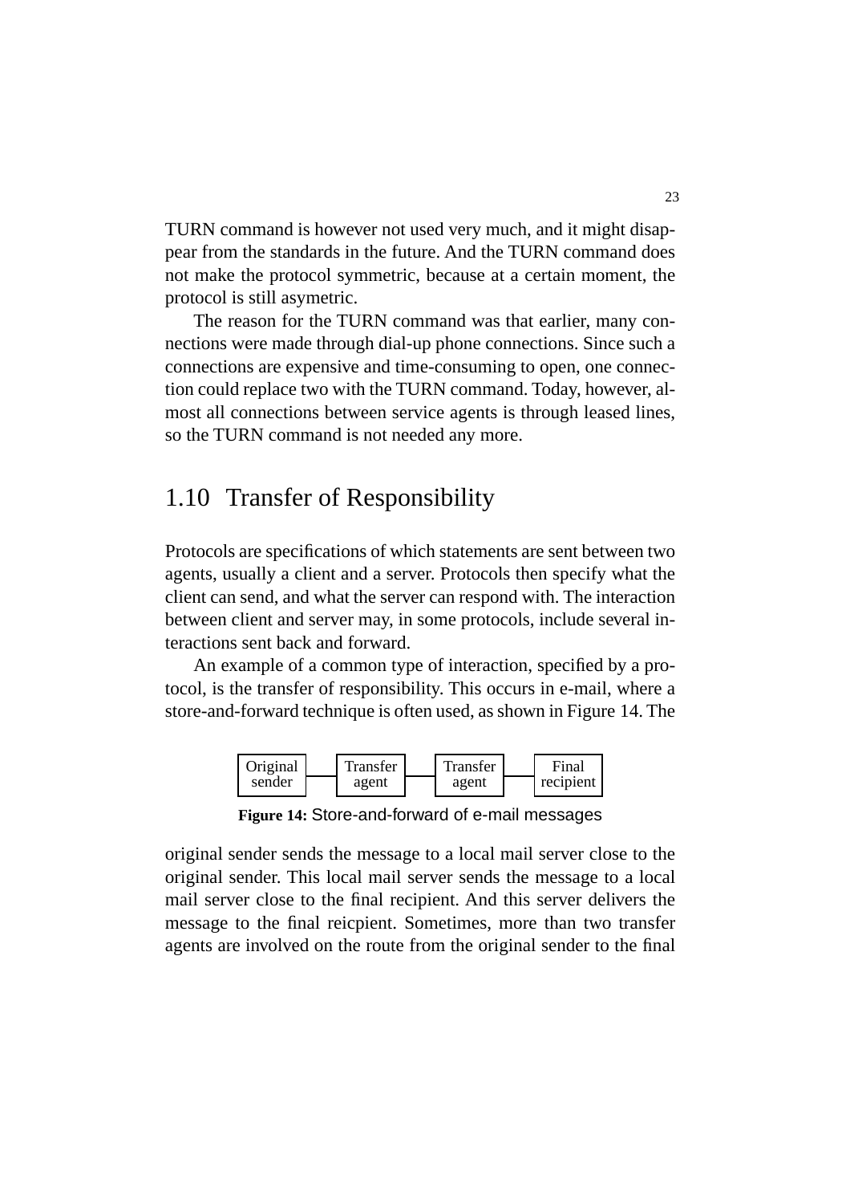TURN command is however not used very much, and it might disappear from the standards in the future. And the TURN command does not make the protocol symmetric, because at a certain moment, the protocol is still asymetric.

The reason for the TURN command was that earlier, many connections were made through dial-up phone connections. Since such a connections are expensive and time-consuming to open, one connection could replace two with the TURN command. Today, however, almost all connections between service agents is through leased lines, so the TURN command is not needed any more.

## 1.10 Transfer of Responsibility

Protocols are specifications of which statements are sent between two agents, usually a client and a server. Protocols then specify what the client can send, and what the server can respond with. The interaction between client and server may, in some protocols, include several interactions sent back and forward.

An example of a common type of interaction, specified by a protocol, is the transfer of responsibility. This occurs in e-mail, where a store-and-forward technique is often used, as shown in Figure 14. The

Original sender — Transfer agent — Transfer agent — Final recipient

**Figure 14:** Store-and-forward of e-mail messages

original sender sends the message to a local mail server close to the original sender. This local mail server sends the message to a local mail server close to the final recipient. And this server delivers the message to the final reicpient. Sometimes, more than two transfer agents are involved on the route from the original sender to the final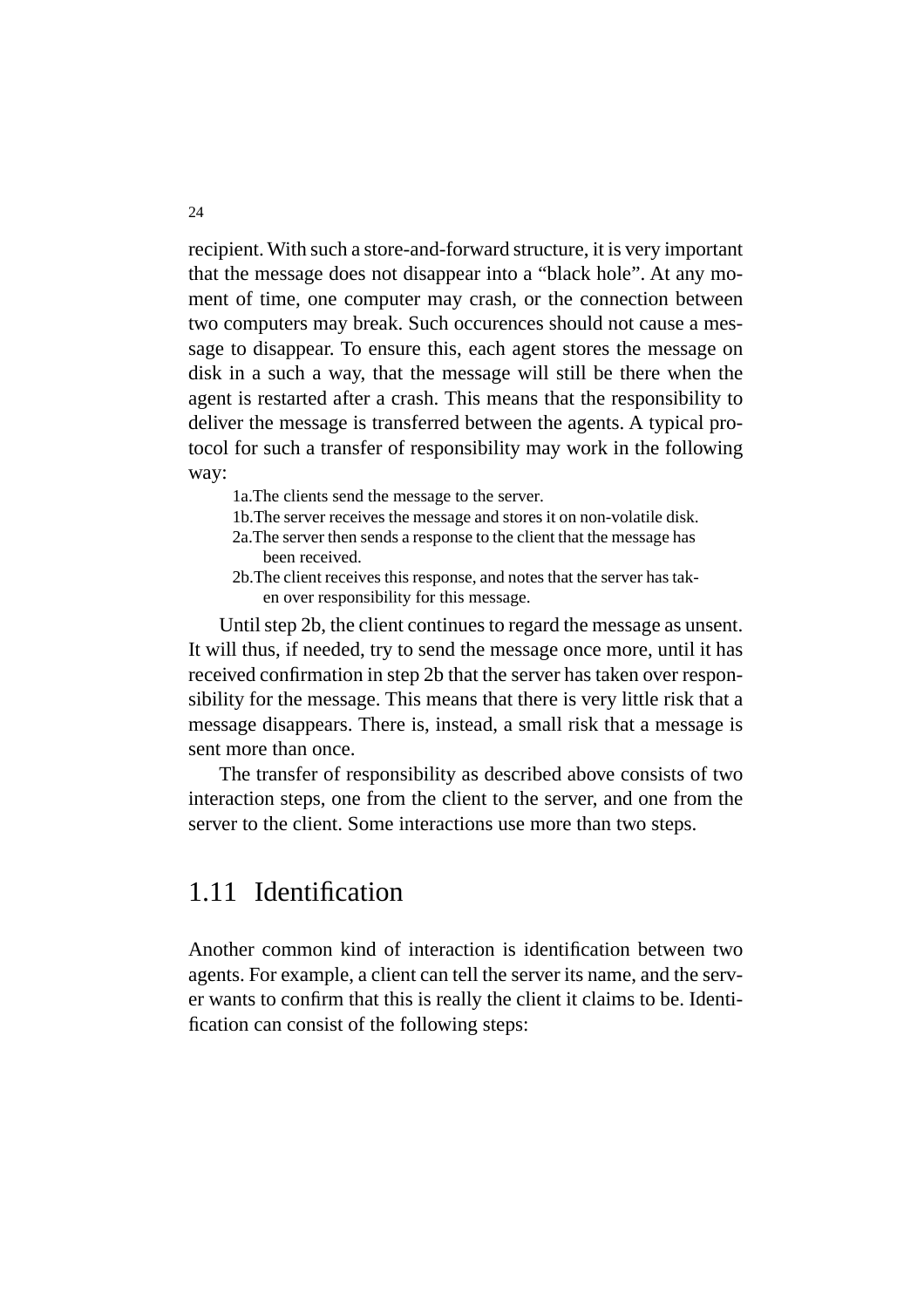recipient. With such a store-and-forward structure, it is very important that the message does not disappear into a "black hole". At any moment of time, one computer may crash, or the connection between two computers may break. Such occurences should not cause a message to disappear. To ensure this, each agent stores the message on disk in a such a way, that the message will still be there when the agent is restarted after a crash. This means that the responsibility to deliver the message is transferred between the agents. A typical protocol for such a transfer of responsibility may work in the following way:

1a. The clients send the message to the server.
1b. The server receives the message and stores it on non-volatile disk.
2a. The server then sends a response to the client that the message has been received.
2b. The client receives this response, and notes that the server has taken over responsibility for this message.

Until step 2b, the client continues to regard the message as unsent. It will thus, if needed, try to send the message once more, until it has received confirmation in step 2b that the server has taken over responsibility for the message. This means that there is very little risk that a message disappears. There is, instead, a small risk that a message is sent more than once.

The transfer of responsibility as described above consists of two interaction steps, one from the client to the server, and one from the server to the client. Some interactions use more than two steps.

## 1.11 Identification

Another common kind of interaction is identification between two agents. For example, a client can tell the server its name, and the server wants to confirm that this is really the client it claims to be. Identification can consist of the following steps: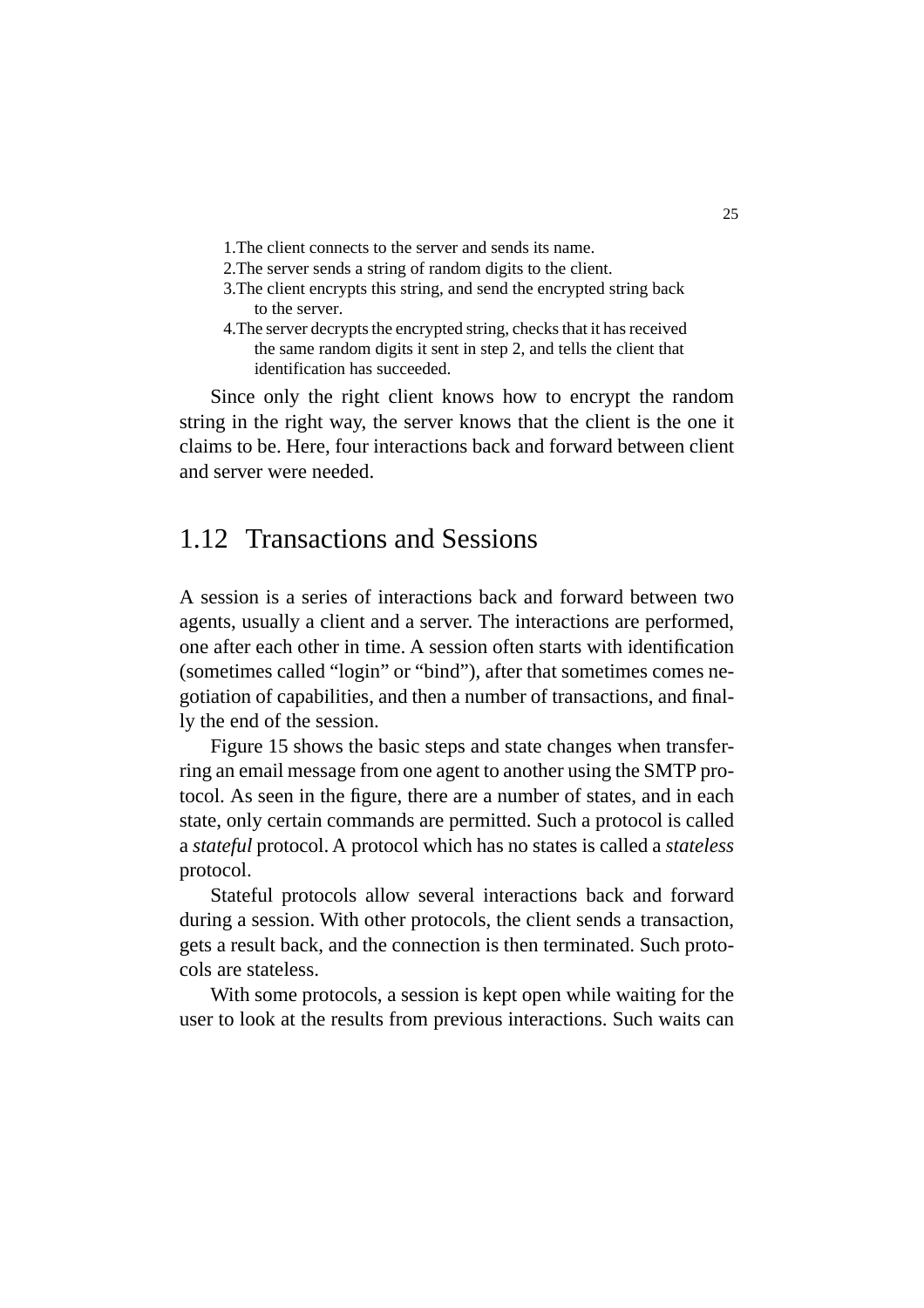1. The client connects to the server and sends its name.
2. The server sends a string of random digits to the client.
3. The client encrypts this string, and send the encrypted string back to the server.
4. The server decrypts the encrypted string, checks that it has received the same random digits it sent in step 2, and tells the client that identification has succeeded.

Since only the right client knows how to encrypt the random string in the right way, the server knows that the client is the one it claims to be. Here, four interactions back and forward between client and server were needed.

## 1.12 Transactions and Sessions

A session is a series of interactions back and forward between two agents, usually a client and a server. The interactions are performed, one after each other in time. A session often starts with identification (sometimes called "login" or "bind"), after that sometimes comes negotiation of capabilities, and then a number of transactions, and finally the end of the session.

Figure 15 shows the basic steps and state changes when transferring an email message from one agent to another using the SMTP protocol. As seen in the figure, there are a number of states, and in each state, only certain commands are permitted. Such a protocol is called a *stateful* protocol. A protocol which has no states is called a *stateless* protocol.

Stateful protocols allow several interactions back and forward during a session. With other protocols, the client sends a transaction, gets a result back, and the connection is then terminated. Such protocols are stateless.

With some protocols, a session is kept open while waiting for the user to look at the results from previous interactions. Such waits can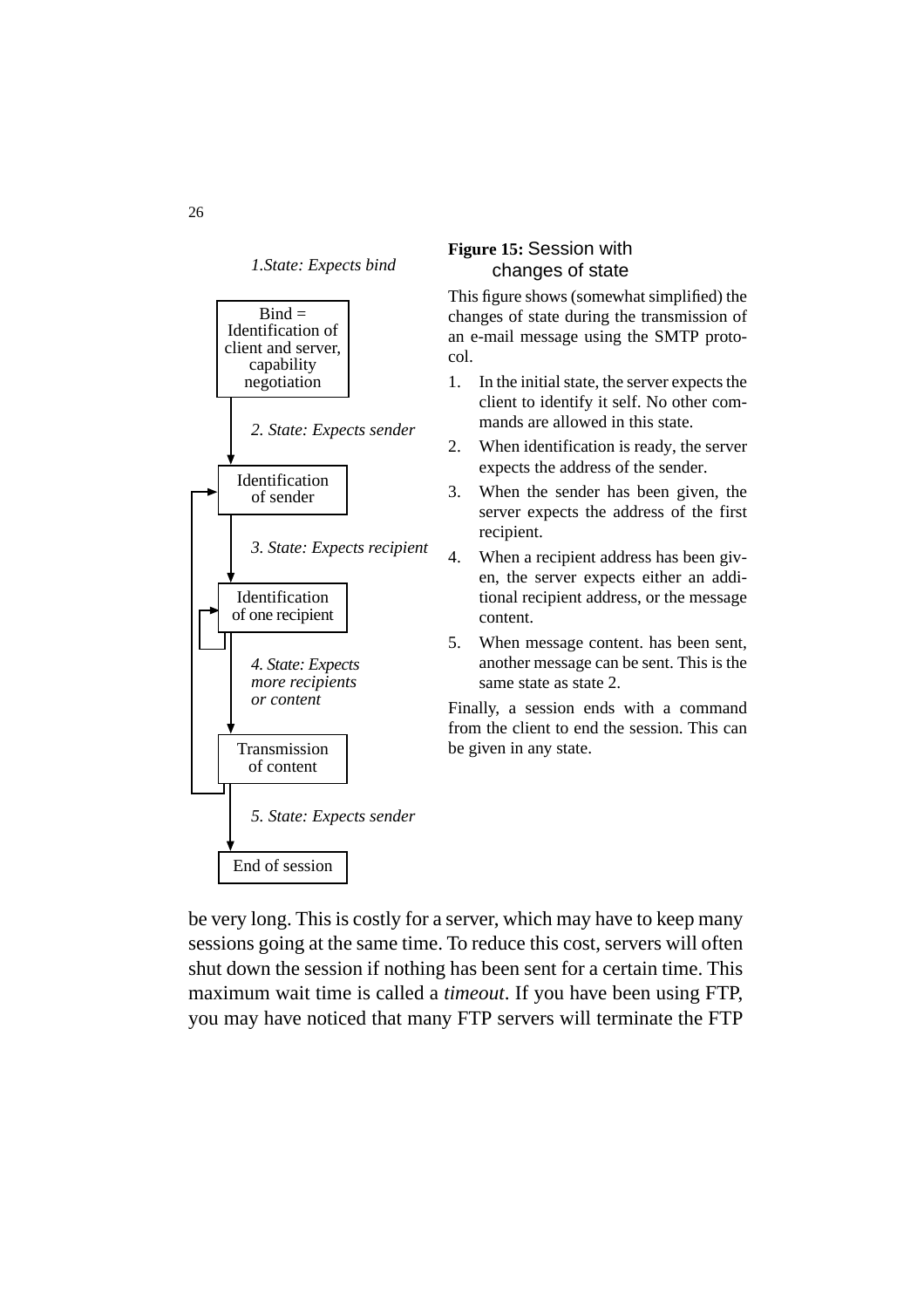*1.State: Expects bind*

Bind = Identification of client and server, capability negotiation

*2. State: Expects sender*

Identification of sender

*3. State: Expects recipient*

Identification of one recipient

*4. State: Expects more recipients or content*

Transmission of content

*5. State: Expects sender*

End of session

**Figure 15:** Session with changes of state

This figure shows (somewhat simplified) the changes of state during the transmission of an e-mail message using the SMTP protocol.

1. In the initial state, the server expects the client to identify it self. No other commands are allowed in this state.
2. When identification is ready, the server expects the address of the sender.
3. When the sender has been given, the server expects the address of the first recipient.
4. When a recipient address has been given, the server expects either an additional recipient address, or the message content.
5. When message content. has been sent, another message can be sent. This is the same state as state 2.

Finally, a session ends with a command from the client to end the session. This can be given in any state.

be very long. This is costly for a server, which may have to keep many sessions going at the same time. To reduce this cost, servers will often shut down the session if nothing has been sent for a certain time. This maximum wait time is called a *timeout*. If you have been using FTP, you may have noticed that many FTP servers will terminate the FTP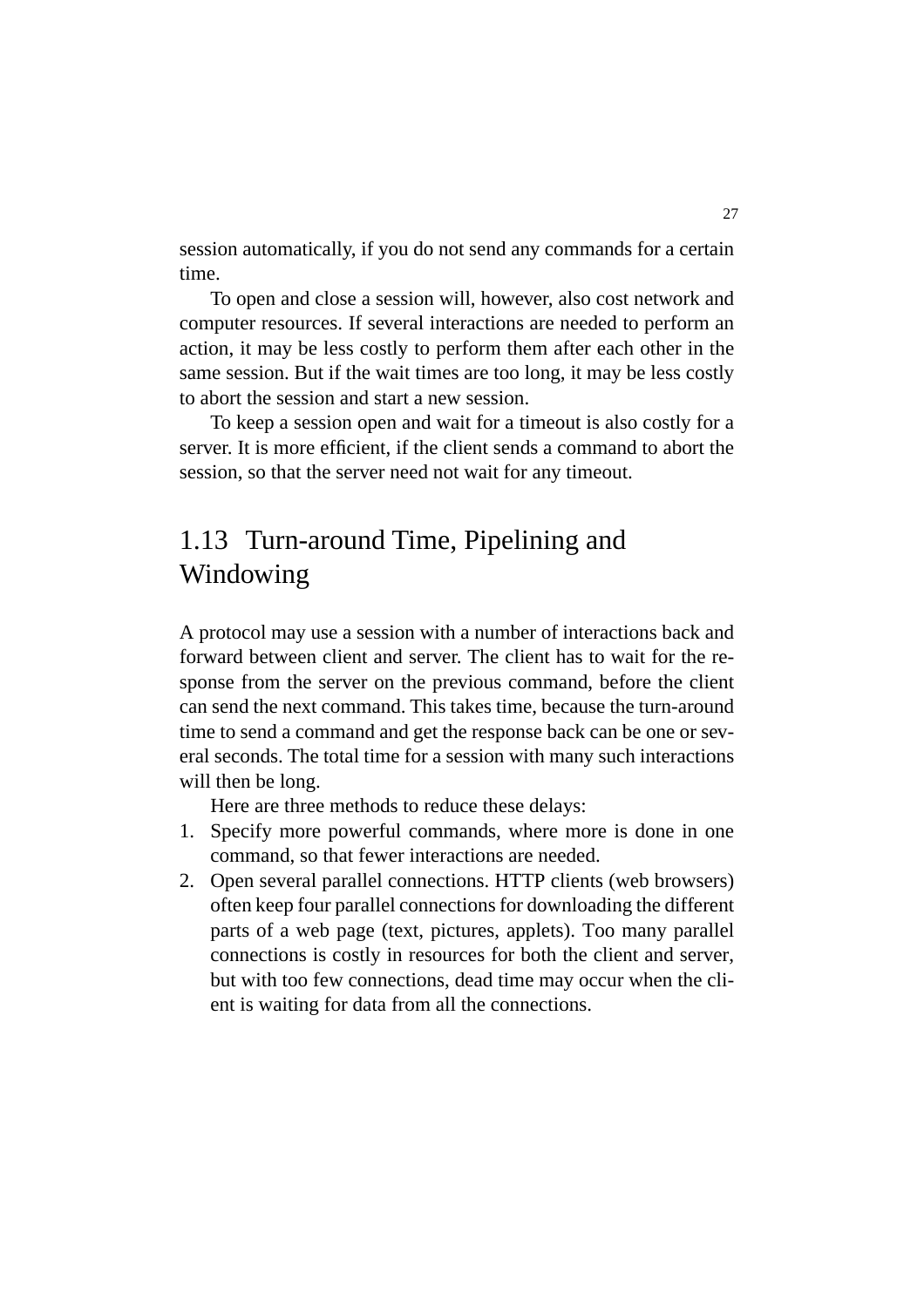session automatically, if you do not send any commands for a certain time.

To open and close a session will, however, also cost network and computer resources. If several interactions are needed to perform an action, it may be less costly to perform them after each other in the same session. But if the wait times are too long, it may be less costly to abort the session and start a new session.

To keep a session open and wait for a timeout is also costly for a server. It is more efficient, if the client sends a command to abort the session, so that the server need not wait for any timeout.

## 1.13 Turn-around Time, Pipelining and Windowing

A protocol may use a session with a number of interactions back and forward between client and server. The client has to wait for the response from the server on the previous command, before the client can send the next command. This takes time, because the turn-around time to send a command and get the response back can be one or several seconds. The total time for a session with many such interactions will then be long.

Here are three methods to reduce these delays:

1. Specify more powerful commands, where more is done in one command, so that fewer interactions are needed.
2. Open several parallel connections. HTTP clients (web browsers) often keep four parallel connections for downloading the different parts of a web page (text, pictures, applets). Too many parallel connections is costly in resources for both the client and server, but with too few connections, dead time may occur when the client is waiting for data from all the connections.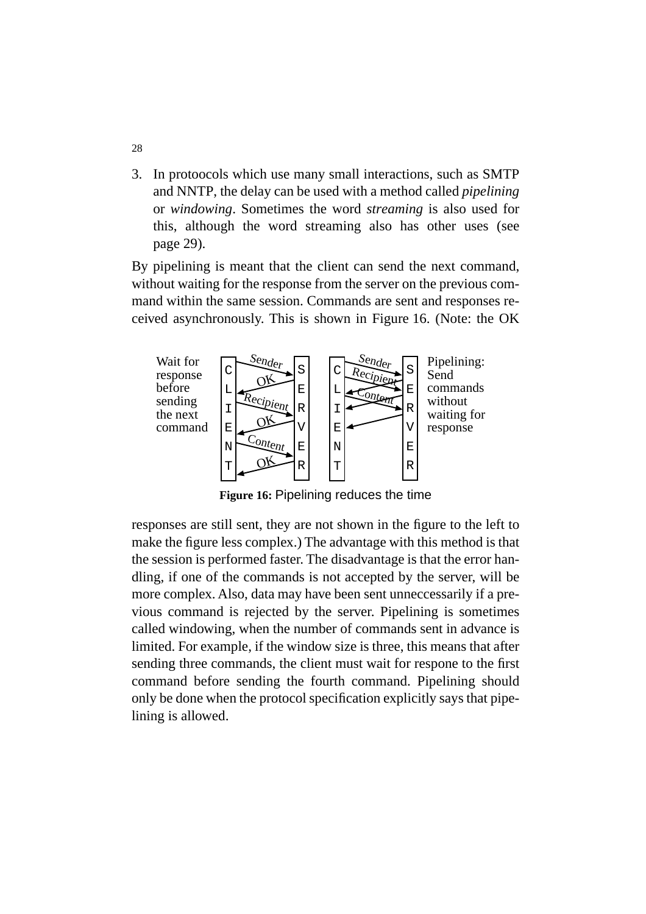3. In protoocols which use many small interactions, such as SMTP and NNTP, the delay can be used with a method called *pipelining* or *windowing*. Sometimes the word *streaming* is also used for this, although the word streaming also has other uses (see page 29).

By pipelining is meant that the client can send the next command, without waiting for the response from the server on the previous command within the same session. Commands are sent and responses received asynchronously. This is shown in Figure 16. (Note: the OK responses are still sent, they are not shown in the figure to the left to make the figure less complex.) The advantage with this method is that the session is performed faster. The disadvantage is that the error handling, if one of the commands is not accepted by the server, will be more complex. Also, data may have been sent unneccessarily if a previous command is rejected by the server. Pipelining is sometimes called windowing, when the number of commands sent in advance is limited. For example, if the window size is three, this means that after sending three commands, the client must wait for respone to the first command before sending the fourth command. Pipelining should only be done when the protocol specification explicitly says that pipelining is allowed.

Wait for response before sending the next command — CLIENT → Sender → SERVER; OK; Recipient; OK; Content; OK

Pipelining: Send commands without waiting for response — CLIENT → Sender, Recipient, Content → SERVER

**Figure 16:** Pipelining reduces the time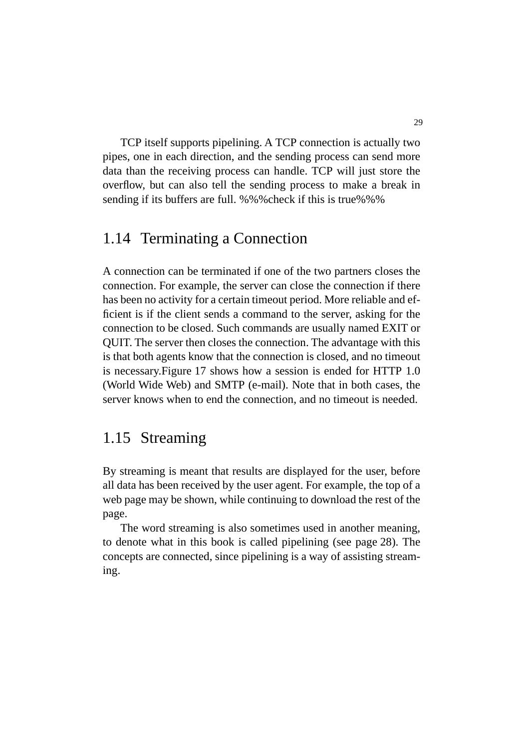TCP itself supports pipelining. A TCP connection is actually two pipes, one in each direction, and the sending process can send more data than the receiving process can handle. TCP will just store the overflow, but can also tell the sending process to make a break in sending if its buffers are full. %%%check if this is true%%%

## 1.14 Terminating a Connection

A connection can be terminated if one of the two partners closes the connection. For example, the server can close the connection if there has been no activity for a certain timeout period. More reliable and efficient is if the client sends a command to the server, asking for the connection to be closed. Such commands are usually named EXIT or QUIT. The server then closes the connection. The advantage with this is that both agents know that the connection is closed, and no timeout is necessary.Figure 17 shows how a session is ended for HTTP 1.0 (World Wide Web) and SMTP (e-mail). Note that in both cases, the server knows when to end the connection, and no timeout is needed.

## 1.15 Streaming

By streaming is meant that results are displayed for the user, before all data has been received by the user agent. For example, the top of a web page may be shown, while continuing to download the rest of the page.

The word streaming is also sometimes used in another meaning, to denote what in this book is called pipelining (see page 28). The concepts are connected, since pipelining is a way of assisting streaming.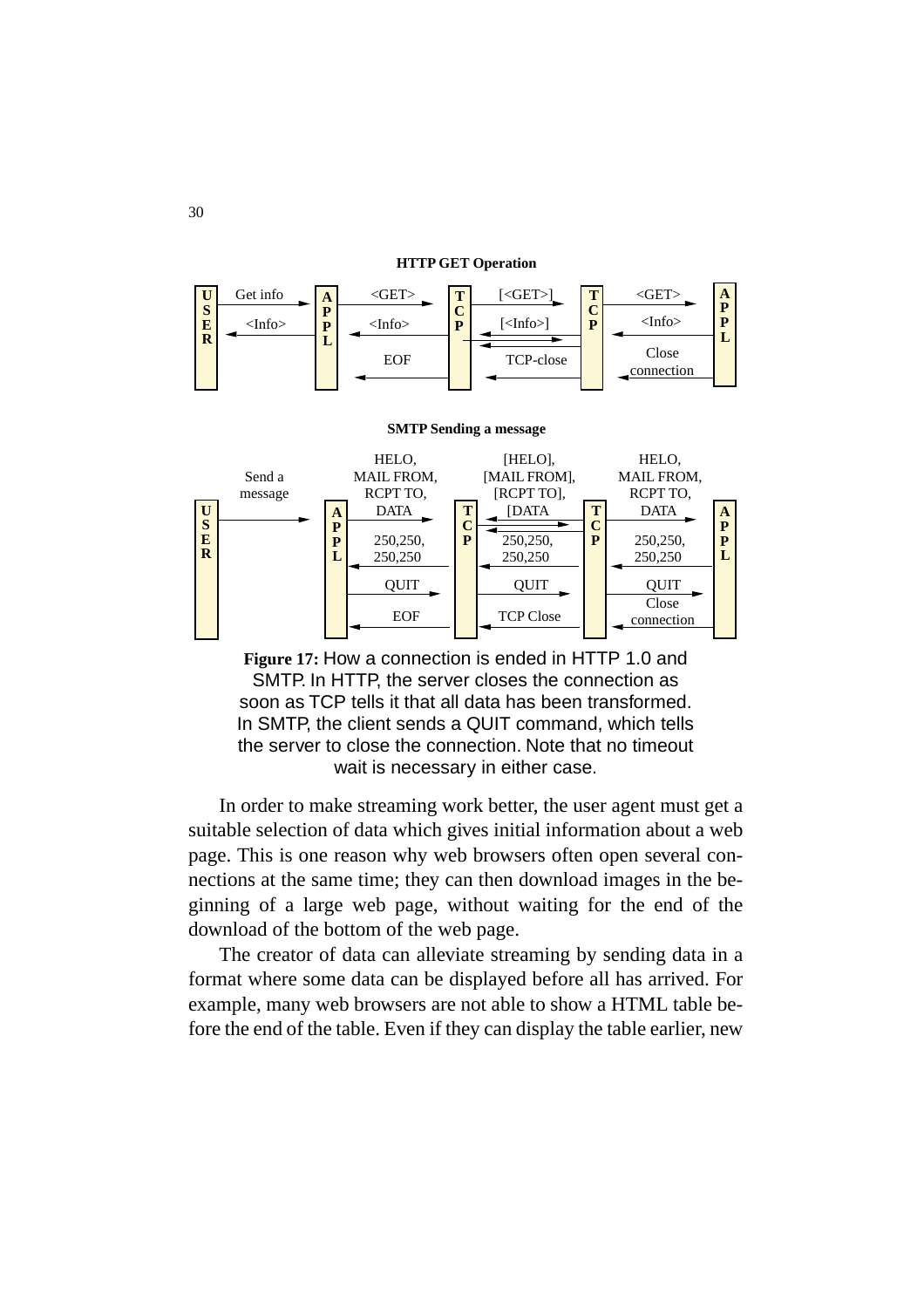**Figure 17:** How a connection is ended in HTTP 1.0 and SMTP. In HTTP, the server closes the connection as soon as TCP tells it that all data has been transformed. In SMTP, the client sends a QUIT command, which tells the server to close the connection. Note that no timeout wait is necessary in either case.

In order to make streaming work better, the user agent must get a suitable selection of data which gives initial information about a web page. This is one reason why web browsers often open several connections at the same time; they can then download images in the beginning of a large web page, without waiting for the end of the download of the bottom of the web page.

The creator of data can alleviate streaming by sending data in a format where some data can be displayed before all has arrived. For example, many web browsers are not able to show a HTML table before the end of the table. Even if they can display the table earlier, new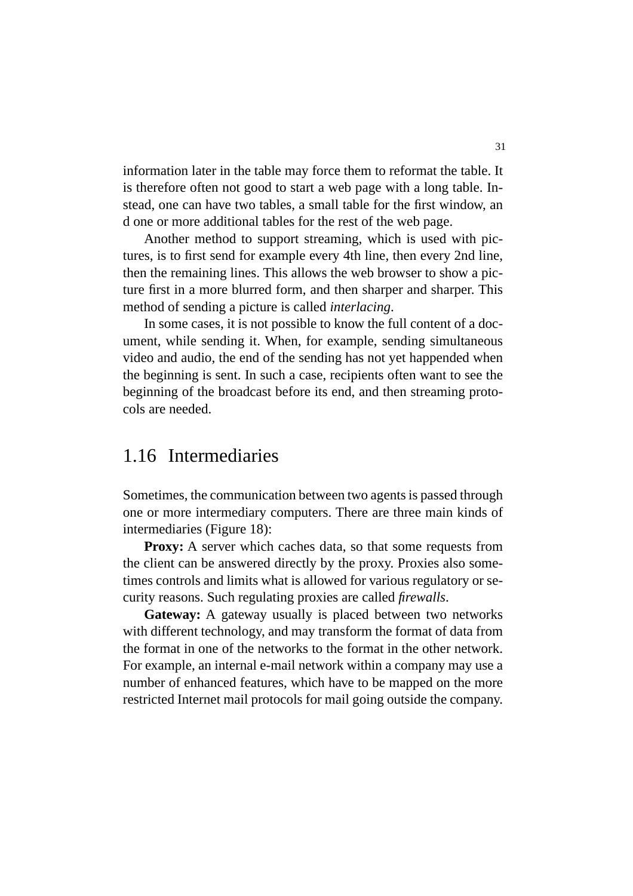information later in the table may force them to reformat the table. It is therefore often not good to start a web page with a long table. Instead, one can have two tables, a small table for the first window, an d one or more additional tables for the rest of the web page.

Another method to support streaming, which is used with pictures, is to first send for example every 4th line, then every 2nd line, then the remaining lines. This allows the web browser to show a picture first in a more blurred form, and then sharper and sharper. This method of sending a picture is called *interlacing*.

In some cases, it is not possible to know the full content of a document, while sending it. When, for example, sending simultaneous video and audio, the end of the sending has not yet happended when the beginning is sent. In such a case, recipients often want to see the beginning of the broadcast before its end, and then streaming protocols are needed.

## 1.16 Intermediaries

Sometimes, the communication between two agents is passed through one or more intermediary computers. There are three main kinds of intermediaries (Figure 18):

**Proxy:** A server which caches data, so that some requests from the client can be answered directly by the proxy. Proxies also sometimes controls and limits what is allowed for various regulatory or security reasons. Such regulating proxies are called *firewalls*.

**Gateway:** A gateway usually is placed between two networks with different technology, and may transform the format of data from the format in one of the networks to the format in the other network. For example, an internal e-mail network within a company may use a number of enhanced features, which have to be mapped on the more restricted Internet mail protocols for mail going outside the company.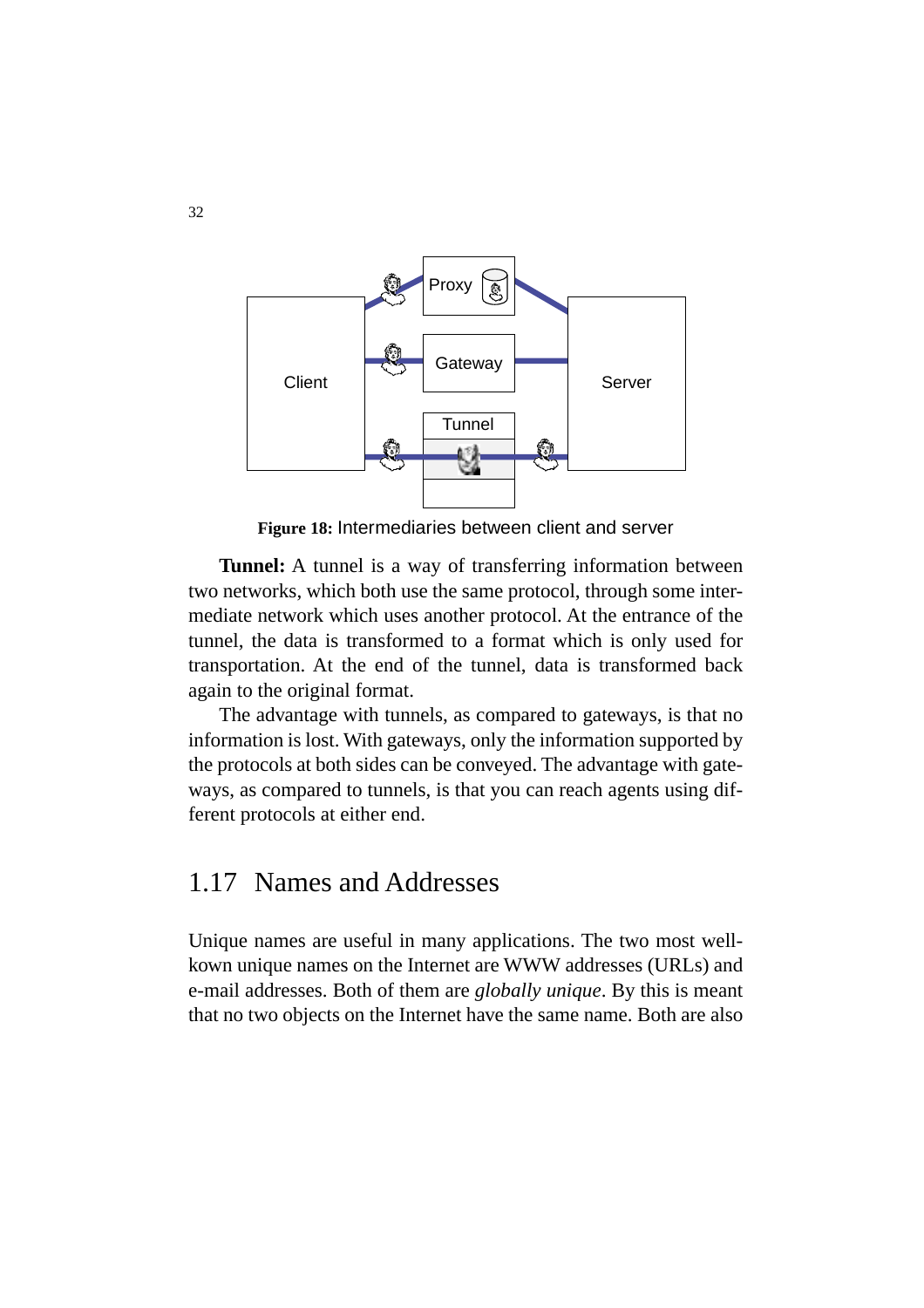Figure 18: Intermediaries between client and server

**Tunnel:** A tunnel is a way of transferring information between two networks, which both use the same protocol, through some intermediate network which uses another protocol. At the entrance of the tunnel, the data is transformed to a format which is only used for transportation. At the end of the tunnel, data is transformed back again to the original format.

The advantage with tunnels, as compared to gateways, is that no information is lost. With gateways, only the information supported by the protocols at both sides can be conveyed. The advantage with gateways, as compared to tunnels, is that you can reach agents using different protocols at either end.

## 1.17 Names and Addresses

Unique names are useful in many applications. The two most wellkown unique names on the Internet are WWW addresses (URLs) and e-mail addresses. Both of them are *globally unique*. By this is meant that no two objects on the Internet have the same name. Both are also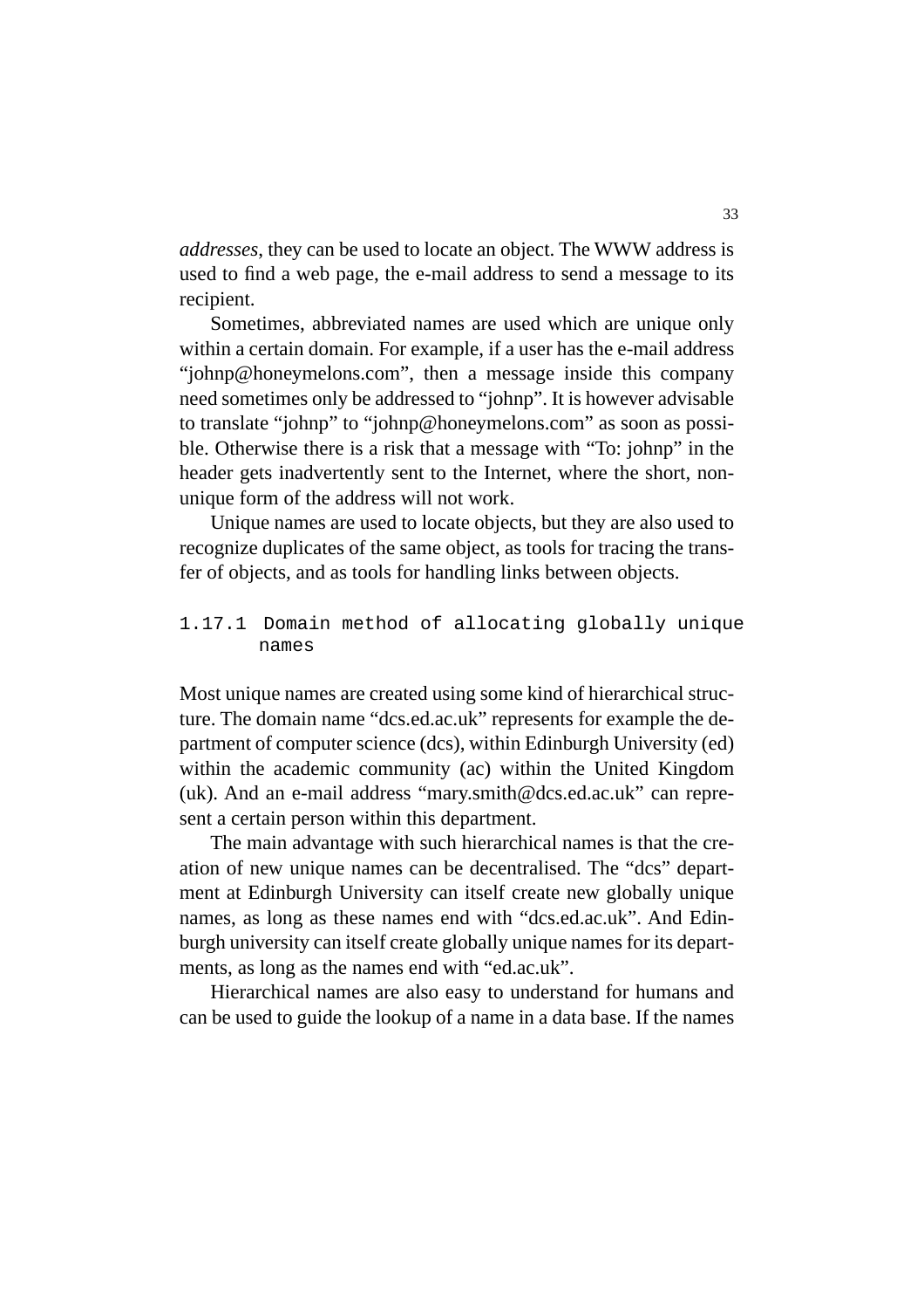*addresses*, they can be used to locate an object. The WWW address is used to find a web page, the e-mail address to send a message to its recipient.

Sometimes, abbreviated names are used which are unique only within a certain domain. For example, if a user has the e-mail address "johnp@honeymelons.com", then a message inside this company need sometimes only be addressed to "johnp". It is however advisable to translate "johnp" to "johnp@honeymelons.com" as soon as possible. Otherwise there is a risk that a message with "To: johnp" in the header gets inadvertently sent to the Internet, where the short, non-unique form of the address will not work.

Unique names are used to locate objects, but they are also used to recognize duplicates of the same object, as tools for tracing the transfer of objects, and as tools for handling links between objects.

### 1.17.1 Domain method of allocating globally unique names

Most unique names are created using some kind of hierarchical structure. The domain name "dcs.ed.ac.uk" represents for example the department of computer science (dcs), within Edinburgh University (ed) within the academic community (ac) within the United Kingdom (uk). And an e-mail address "mary.smith@dcs.ed.ac.uk" can represent a certain person within this department.

The main advantage with such hierarchical names is that the creation of new unique names can be decentralised. The "dcs" department at Edinburgh University can itself create new globally unique names, as long as these names end with "dcs.ed.ac.uk". And Edinburgh university can itself create globally unique names for its departments, as long as the names end with "ed.ac.uk".

Hierarchical names are also easy to understand for humans and can be used to guide the lookup of a name in a data base. If the names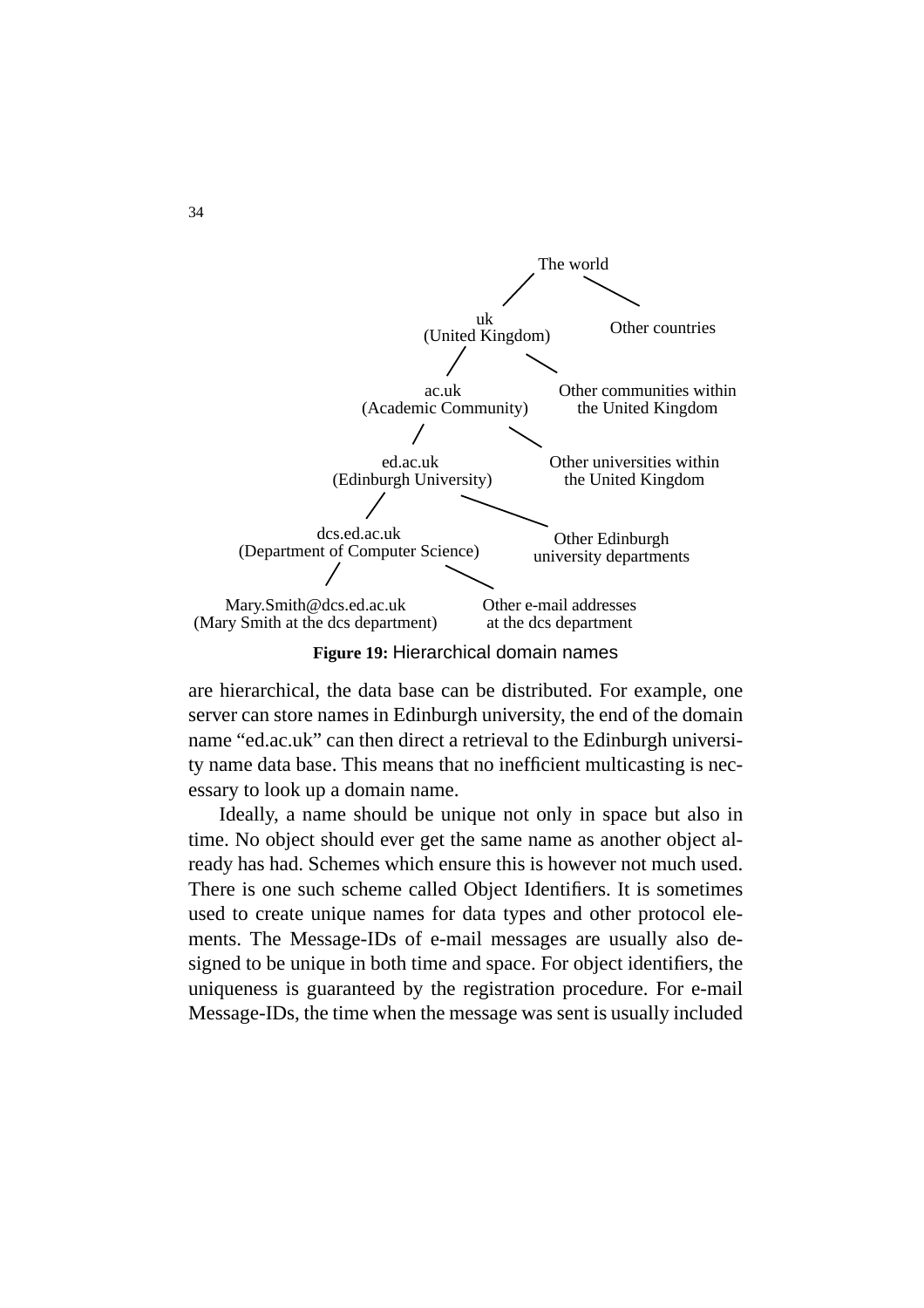The world

uk (United Kingdom) — Other countries

ac.uk (Academic Community) — Other communities within the United Kingdom

ed.ac.uk (Edinburgh University) — Other universities within the United Kingdom

dcs.ed.ac.uk (Department of Computer Science) — Other Edinburgh university departments

Mary.Smith@dcs.ed.ac.uk (Mary Smith at the dcs department) — Other e-mail addresses at the dcs department

**Figure 19:** Hierarchical domain names

are hierarchical, the data base can be distributed. For example, one server can store names in Edinburgh university, the end of the domain name "ed.ac.uk" can then direct a retrieval to the Edinburgh university name data base. This means that no inefficient multicasting is necessary to look up a domain name.

Ideally, a name should be unique not only in space but also in time. No object should ever get the same name as another object already has had. Schemes which ensure this is however not much used. There is one such scheme called Object Identifiers. It is sometimes used to create unique names for data types and other protocol elements. The Message-IDs of e-mail messages are usually also designed to be unique in both time and space. For object identifiers, the uniqueness is guaranteed by the registration procedure. For e-mail Message-IDs, the time when the message was sent is usually included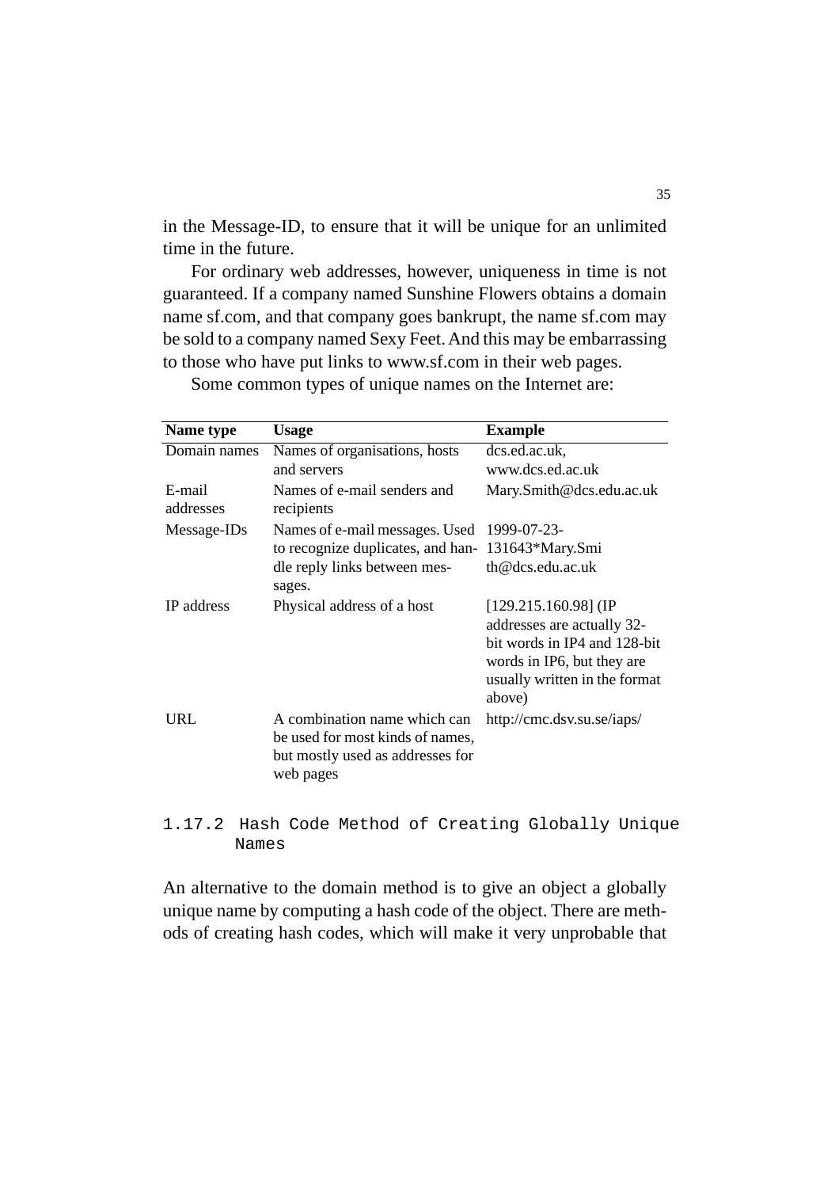in the Message-ID, to ensure that it will be unique for an unlimited time in the future.

For ordinary web addresses, however, uniqueness in time is not guaranteed. If a company named Sunshine Flowers obtains a domain name sf.com, and that company goes bankrupt, the name sf.com may be sold to a company named Sexy Feet. And this may be embarrassing to those who have put links to www.sf.com in their web pages.

Some common types of unique names on the Internet are:

| Name type | Usage | Example |
|---|---|---|
| Domain names | Names of organisations, hosts and servers | dcs.ed.ac.uk, www.dcs.ed.ac.uk |
| E-mail addresses | Names of e-mail senders and recipients | Mary.Smith@dcs.edu.ac.uk |
| Message-IDs | Names of e-mail messages. Used to recognize duplicates, and handle reply links between messages. | 1999-07-23-131643*Mary.Smith@dcs.edu.ac.uk |
| IP address | Physical address of a host | [129.215.160.98] (IP addresses are actually 32-bit words in IP4 and 128-bit words in IP6, but they are usually written in the format above) |
| URL | A combination name which can be used for most kinds of names, but mostly used as addresses for web pages | http://cmc.dsv.su.se/iaps/ |

### 1.17.2 Hash Code Method of Creating Globally Unique Names

An alternative to the domain method is to give an object a globally unique name by computing a hash code of the object. There are methods of creating hash codes, which will make it very unprobable that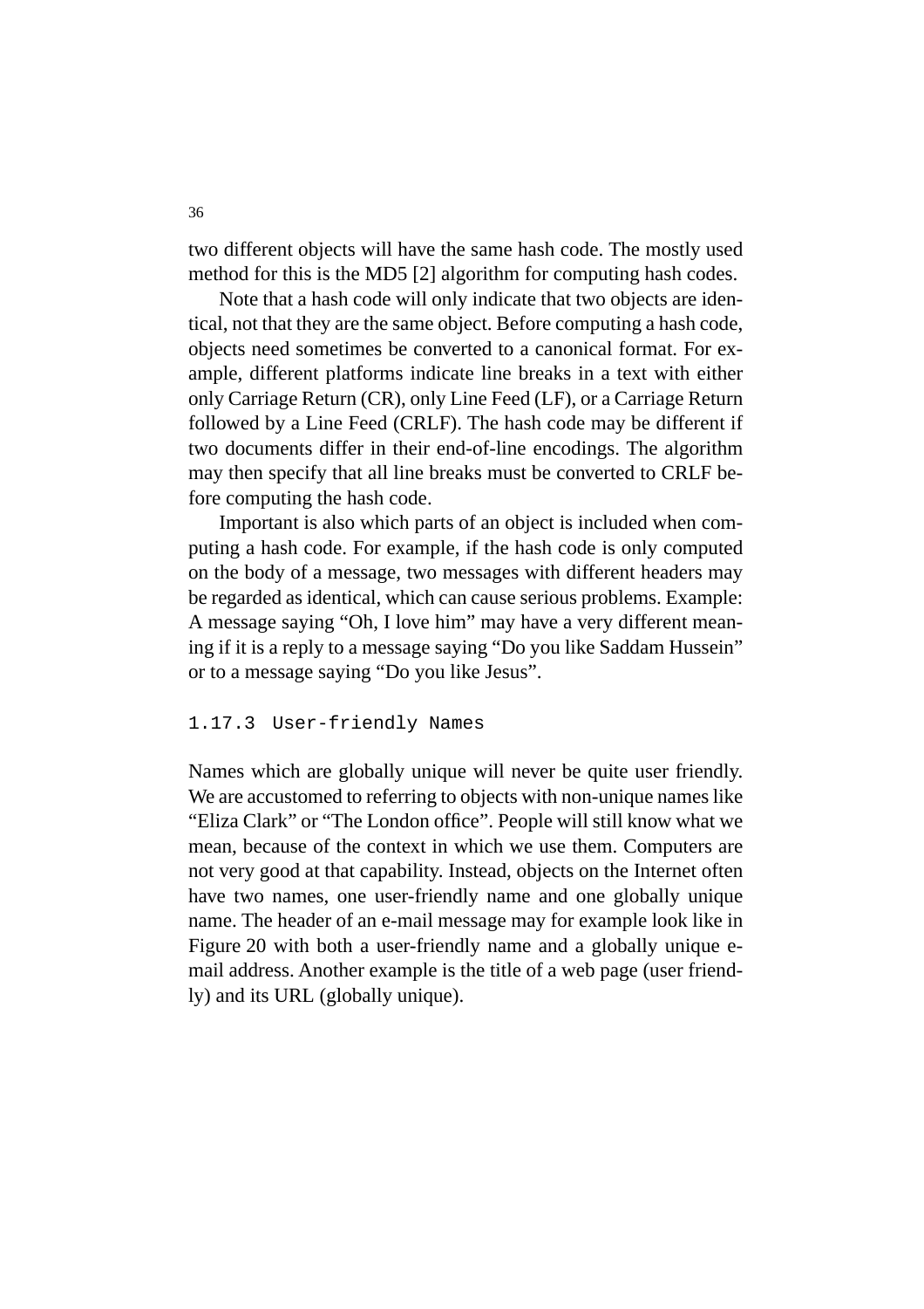two different objects will have the same hash code. The mostly used method for this is the MD5 [2] algorithm for computing hash codes.

Note that a hash code will only indicate that two objects are identical, not that they are the same object. Before computing a hash code, objects need sometimes be converted to a canonical format. For example, different platforms indicate line breaks in a text with either only Carriage Return (CR), only Line Feed (LF), or a Carriage Return followed by a Line Feed (CRLF). The hash code may be different if two documents differ in their end-of-line encodings. The algorithm may then specify that all line breaks must be converted to CRLF before computing the hash code.

Important is also which parts of an object is included when computing a hash code. For example, if the hash code is only computed on the body of a message, two messages with different headers may be regarded as identical, which can cause serious problems. Example: A message saying "Oh, I love him" may have a very different meaning if it is a reply to a message saying "Do you like Saddam Hussein" or to a message saying "Do you like Jesus".

### 1.17.3 User-friendly Names

Names which are globally unique will never be quite user friendly. We are accustomed to referring to objects with non-unique names like "Eliza Clark" or "The London office". People will still know what we mean, because of the context in which we use them. Computers are not very good at that capability. Instead, objects on the Internet often have two names, one user-friendly name and one globally unique name. The header of an e-mail message may for example look like in Figure 20 with both a user-friendly name and a globally unique e-mail address. Another example is the title of a web page (user friendly) and its URL (globally unique).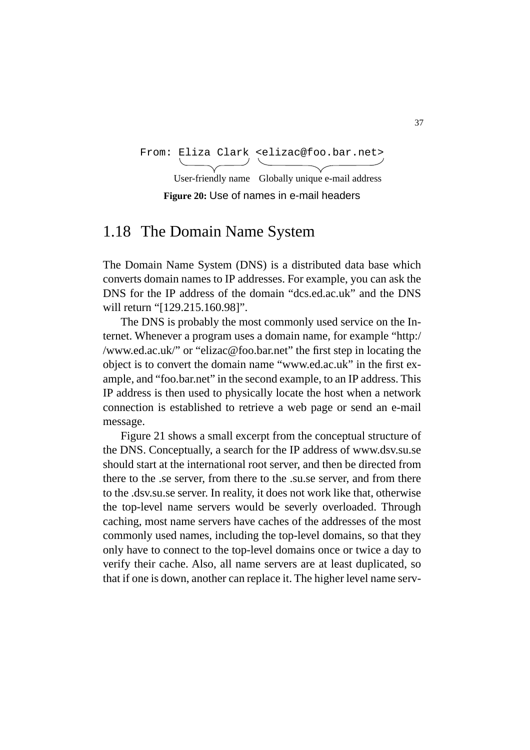```
From: Eliza Clark <elizac@foo.bar.net>
```

User-friendly name — Globally unique e-mail address

**Figure 20:** Use of names in e-mail headers

## 1.18 The Domain Name System

The Domain Name System (DNS) is a distributed data base which converts domain names to IP addresses. For example, you can ask the DNS for the IP address of the domain "dcs.ed.ac.uk" and the DNS will return "[129.215.160.98]".

The DNS is probably the most commonly used service on the Internet. Whenever a program uses a domain name, for example "http://www.ed.ac.uk/" or "elizac@foo.bar.net" the first step in locating the object is to convert the domain name "www.ed.ac.uk" in the first example, and "foo.bar.net" in the second example, to an IP address. This IP address is then used to physically locate the host when a network connection is established to retrieve a web page or send an e-mail message.

Figure 21 shows a small excerpt from the conceptual structure of the DNS. Conceptually, a search for the IP address of www.dsv.su.se should start at the international root server, and then be directed from there to the .se server, from there to the .su.se server, and from there to the .dsv.su.se server. In reality, it does not work like that, otherwise the top-level name servers would be severly overloaded. Through caching, most name servers have caches of the addresses of the most commonly used names, including the top-level domains, so that they only have to connect to the top-level domains once or twice a day to verify their cache. Also, all name servers are at least duplicated, so that if one is down, another can replace it. The higher level name serv-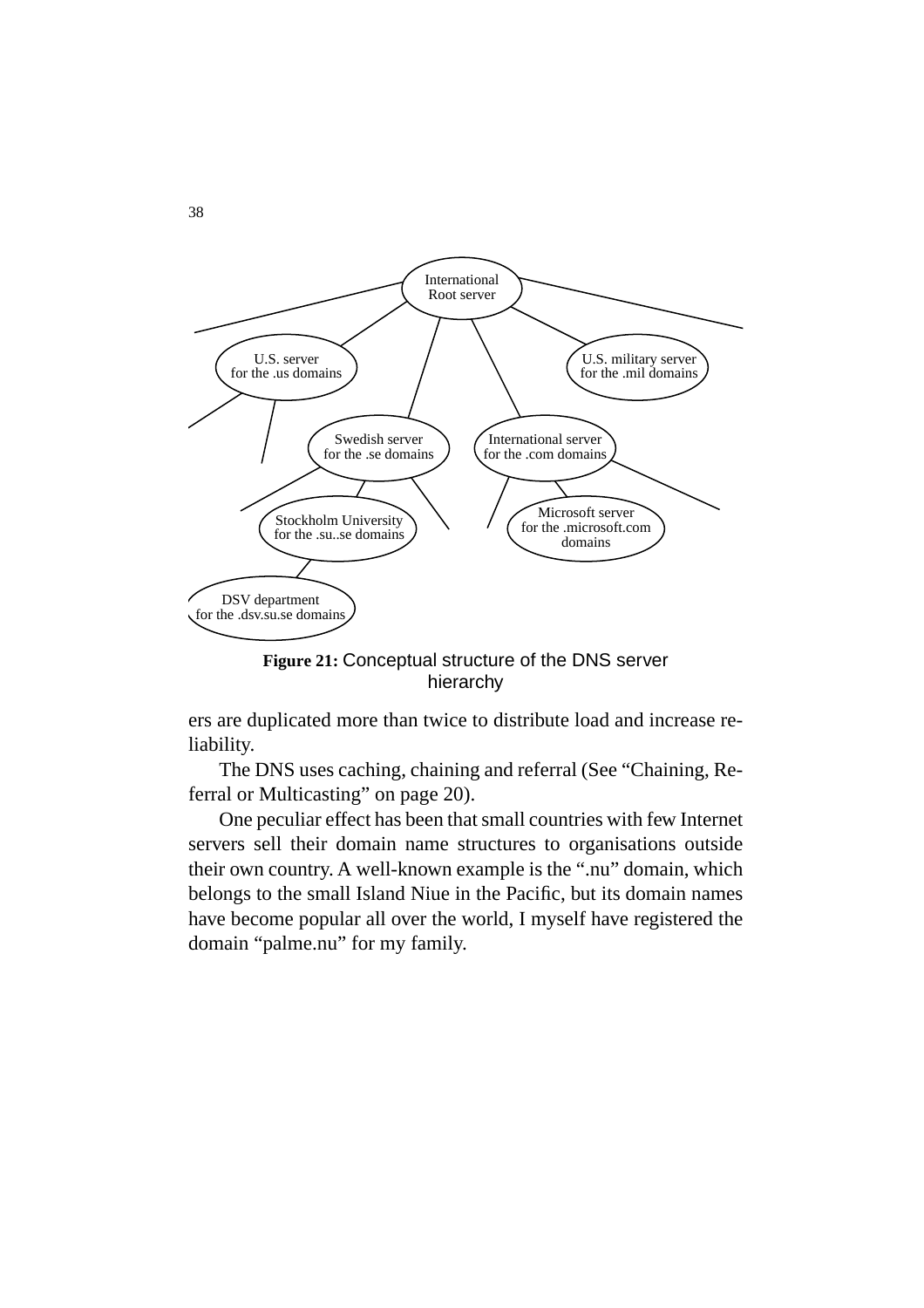**Figure 21:** Conceptual structure of the DNS server hierarchy

ers are duplicated more than twice to distribute load and increase reliability.

The DNS uses caching, chaining and referral (See “Chaining, Referral or Multicasting” on page 20).

One peculiar effect has been that small countries with few Internet servers sell their domain name structures to organisations outside their own country. A well-known example is the “.nu” domain, which belongs to the small Island Niue in the Pacific, but its domain names have become popular all over the world, I myself have registered the domain “palme.nu” for my family.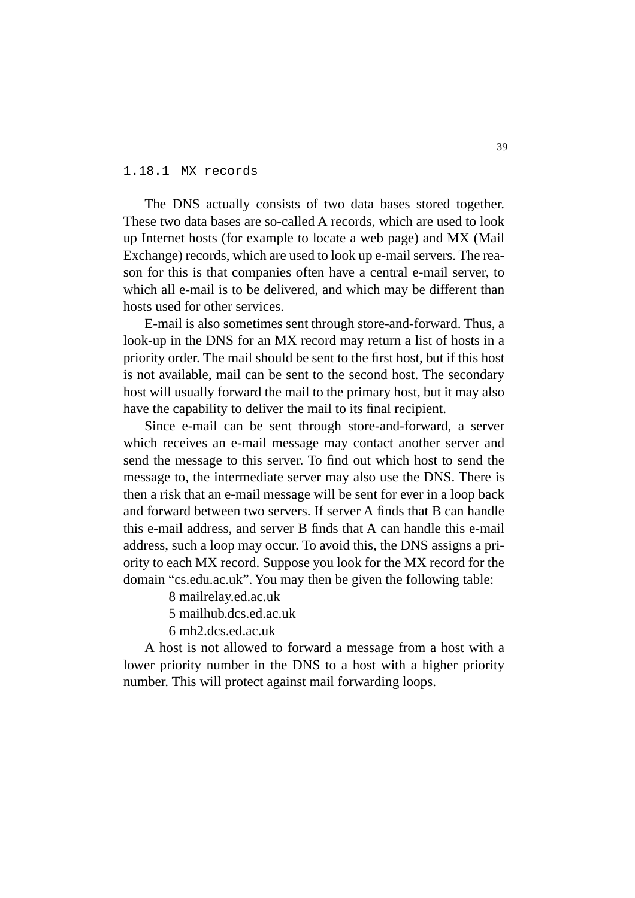### 1.18.1 MX records

The DNS actually consists of two data bases stored together. These two data bases are so-called A records, which are used to look up Internet hosts (for example to locate a web page) and MX (Mail Exchange) records, which are used to look up e-mail servers. The reason for this is that companies often have a central e-mail server, to which all e-mail is to be delivered, and which may be different than hosts used for other services.

E-mail is also sometimes sent through store-and-forward. Thus, a look-up in the DNS for an MX record may return a list of hosts in a priority order. The mail should be sent to the first host, but if this host is not available, mail can be sent to the second host. The secondary host will usually forward the mail to the primary host, but it may also have the capability to deliver the mail to its final recipient.

Since e-mail can be sent through store-and-forward, a server which receives an e-mail message may contact another server and send the message to this server. To find out which host to send the message to, the intermediate server may also use the DNS. There is then a risk that an e-mail message will be sent for ever in a loop back and forward between two servers. If server A finds that B can handle this e-mail address, and server B finds that A can handle this e-mail address, such a loop may occur. To avoid this, the DNS assigns a priority to each MX record. Suppose you look for the MX record for the domain “cs.edu.ac.uk”. You may then be given the following table:

8 mailrelay.ed.ac.uk
5 mailhub.dcs.ed.ac.uk
6 mh2.dcs.ed.ac.uk

A host is not allowed to forward a message from a host with a lower priority number in the DNS to a host with a higher priority number. This will protect against mail forwarding loops.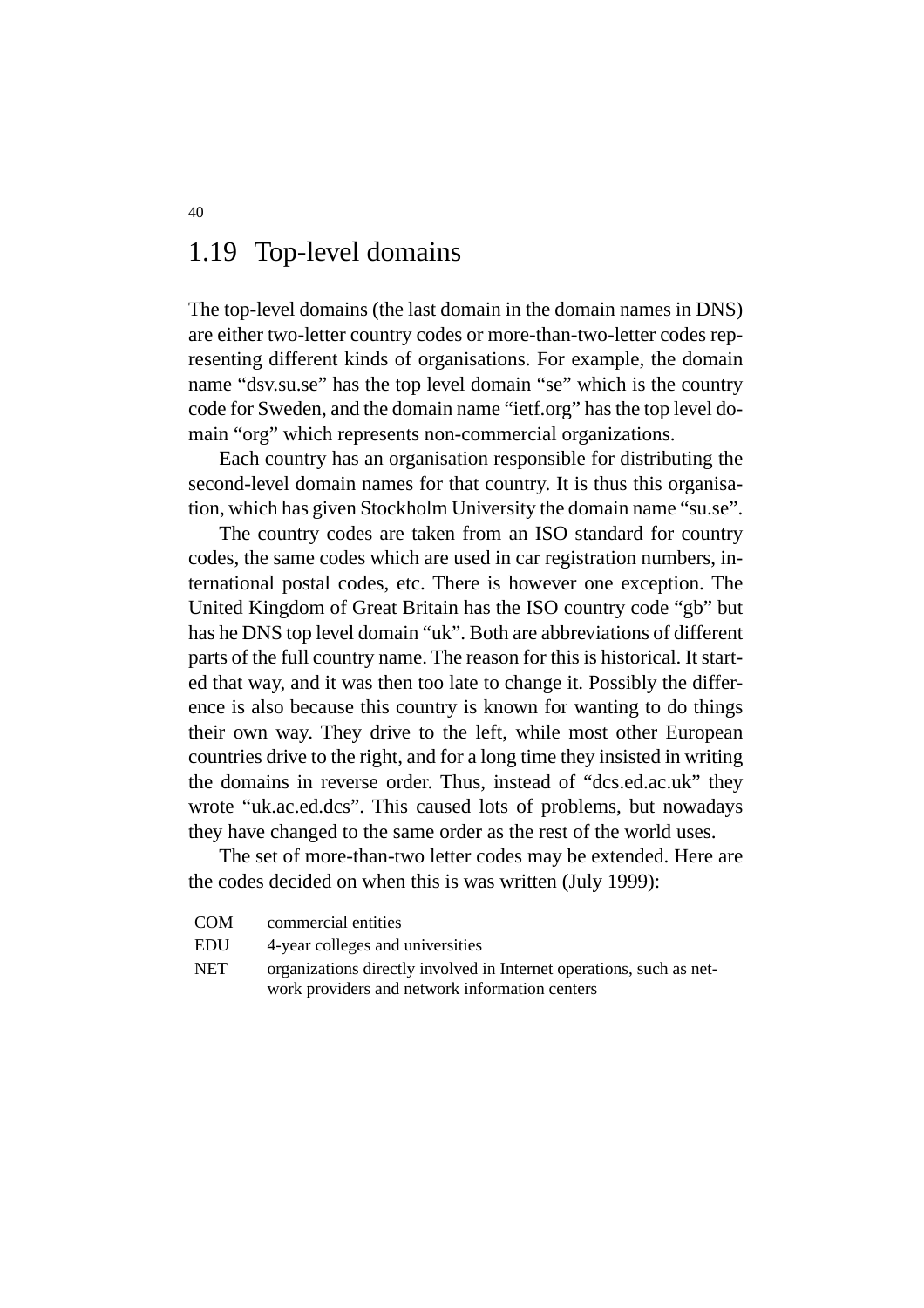## 1.19 Top-level domains

The top-level domains (the last domain in the domain names in DNS) are either two-letter country codes or more-than-two-letter codes representing different kinds of organisations. For example, the domain name “dsv.su.se” has the top level domain “se” which is the country code for Sweden, and the domain name “ietf.org” has the top level domain “org” which represents non-commercial organizations.

Each country has an organisation responsible for distributing the second-level domain names for that country. It is thus this organisation, which has given Stockholm University the domain name “su.se”.

The country codes are taken from an ISO standard for country codes, the same codes which are used in car registration numbers, international postal codes, etc. There is however one exception. The United Kingdom of Great Britain has the ISO country code “gb” but has he DNS top level domain “uk”. Both are abbreviations of different parts of the full country name. The reason for this is historical. It started that way, and it was then too late to change it. Possibly the difference is also because this country is known for wanting to do things their own way. They drive to the left, while most other European countries drive to the right, and for a long time they insisted in writing the domains in reverse order. Thus, instead of “dcs.ed.ac.uk” they wrote “uk.ac.ed.dcs”. This caused lots of problems, but nowadays they have changed to the same order as the rest of the world uses.

The set of more-than-two letter codes may be extended. Here are the codes decided on when this is was written (July 1999):

| | |
|---|---|
| COM | commercial entities |
| EDU | 4-year colleges and universities |
| NET | organizations directly involved in Internet operations, such as network providers and network information centers |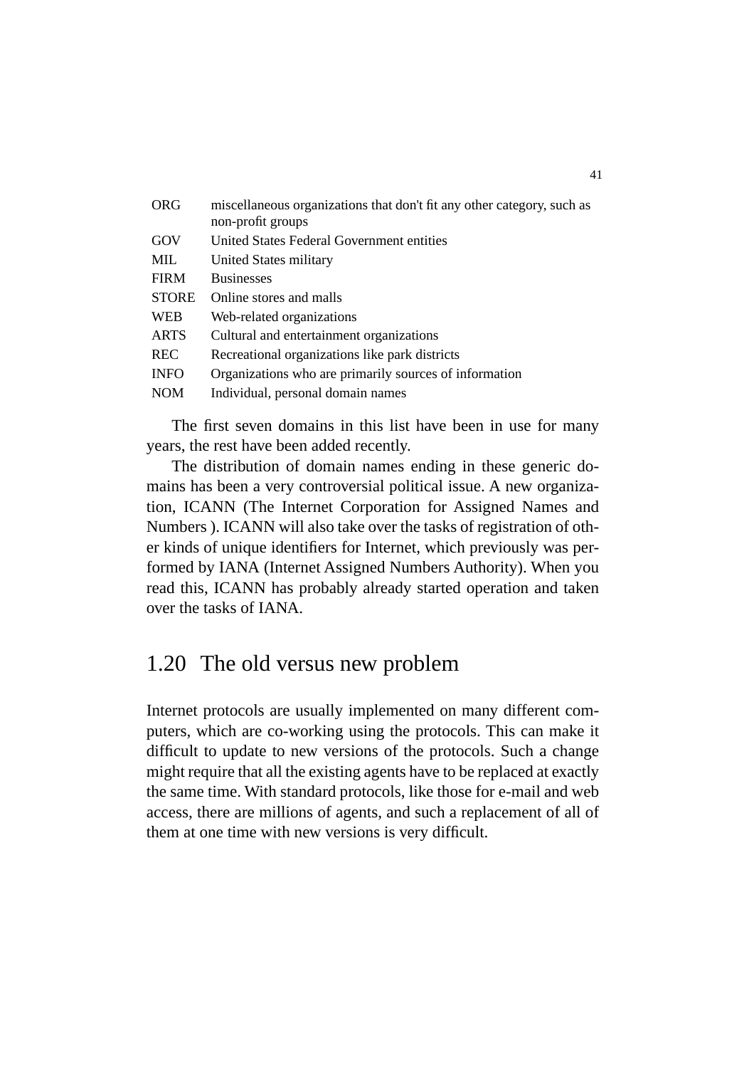| | |
|---|---|
| ORG | miscellaneous organizations that don't fit any other category, such as non-profit groups |
| GOV | United States Federal Government entities |
| MIL | United States military |
| FIRM | Businesses |
| STORE | Online stores and malls |
| WEB | Web-related organizations |
| ARTS | Cultural and entertainment organizations |
| REC | Recreational organizations like park districts |
| INFO | Organizations who are primarily sources of information |
| NOM | Individual, personal domain names |

The first seven domains in this list have been in use for many years, the rest have been added recently.

The distribution of domain names ending in these generic domains has been a very controversial political issue. A new organization, ICANN (The Internet Corporation for Assigned Names and Numbers ). ICANN will also take over the tasks of registration of other kinds of unique identifiers for Internet, which previously was performed by IANA (Internet Assigned Numbers Authority). When you read this, ICANN has probably already started operation and taken over the tasks of IANA.

## 1.20 The old versus new problem

Internet protocols are usually implemented on many different computers, which are co-working using the protocols. This can make it difficult to update to new versions of the protocols. Such a change might require that all the existing agents have to be replaced at exactly the same time. With standard protocols, like those for e-mail and web access, there are millions of agents, and such a replacement of all of them at one time with new versions is very difficult.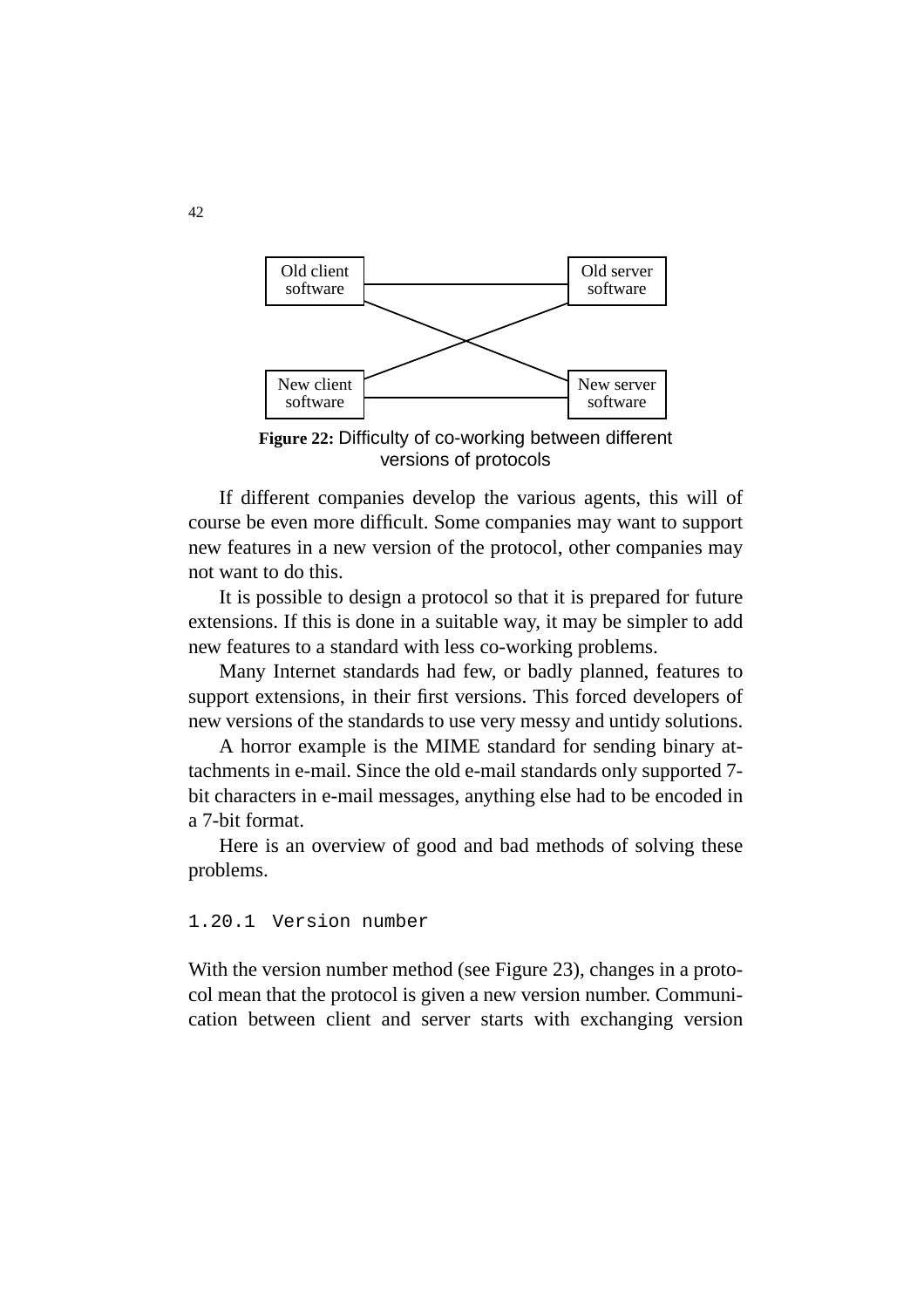**Figure 22:** Difficulty of co-working between different versions of protocols

If different companies develop the various agents, this will of course be even more difficult. Some companies may want to support new features in a new version of the protocol, other companies may not want to do this.

It is possible to design a protocol so that it is prepared for future extensions. If this is done in a suitable way, it may be simpler to add new features to a standard with less co-working problems.

Many Internet standards had few, or badly planned, features to support extensions, in their first versions. This forced developers of new versions of the standards to use very messy and untidy solutions.

A horror example is the MIME standard for sending binary attachments in e-mail. Since the old e-mail standards only supported 7-bit characters in e-mail messages, anything else had to be encoded in a 7-bit format.

Here is an overview of good and bad methods of solving these problems.

### 1.20.1 Version number

With the version number method (see Figure 23), changes in a protocol mean that the protocol is given a new version number. Communication between client and server starts with exchanging version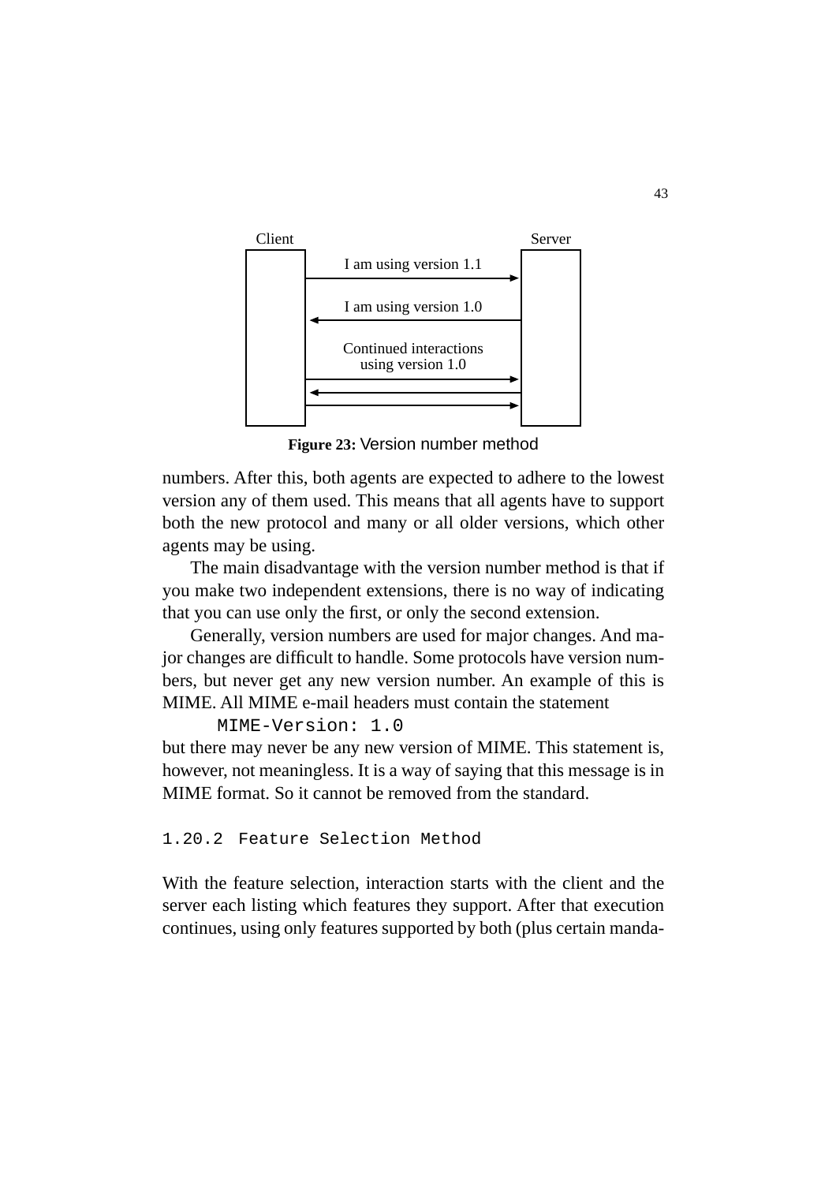Client | Server

I am using version 1.1 →

← I am using version 1.0

Continued interactions using version 1.0

**Figure 23:** Version number method

numbers. After this, both agents are expected to adhere to the lowest version any of them used. This means that all agents have to support both the new protocol and many or all older versions, which other agents may be using.

The main disadvantage with the version number method is that if you make two independent extensions, there is no way of indicating that you can use only the first, or only the second extension.

Generally, version numbers are used for major changes. And major changes are difficult to handle. Some protocols have version numbers, but never get any new version number. An example of this is MIME. All MIME e-mail headers must contain the statement

```
MIME-Version: 1.0
```

but there may never be any new version of MIME. This statement is, however, not meaningless. It is a way of saying that this message is in MIME format. So it cannot be removed from the standard.

### 1.20.2 Feature Selection Method

With the feature selection, interaction starts with the client and the server each listing which features they support. After that execution continues, using only features supported by both (plus certain manda-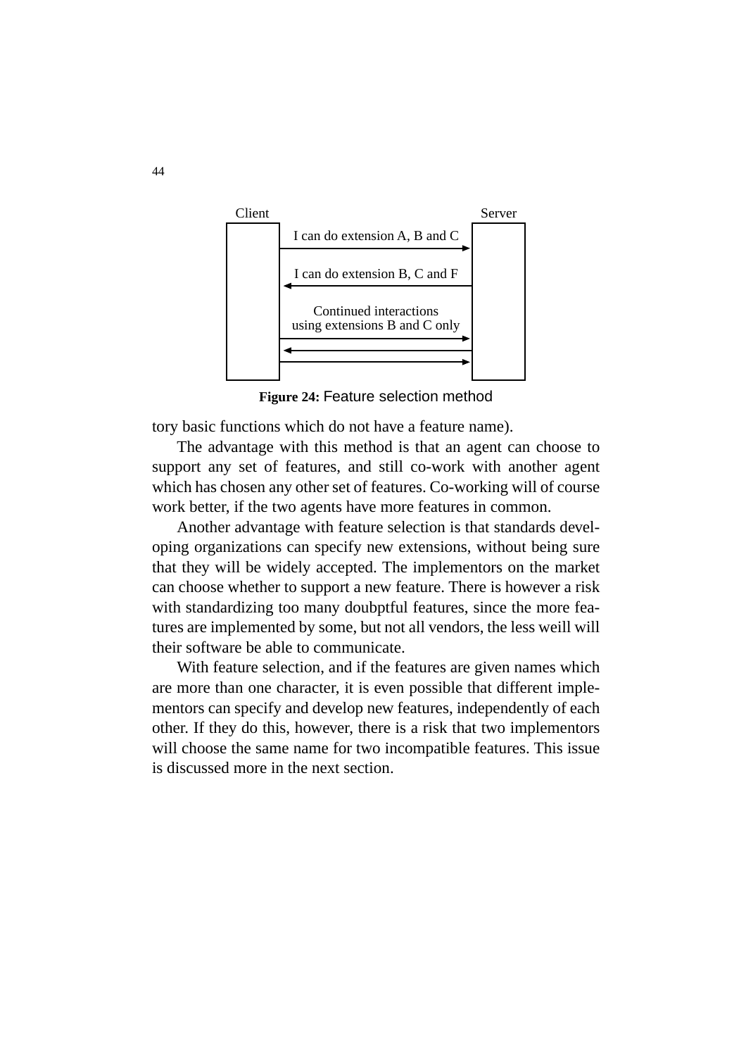Client | | Server
---|---|---
 | I can do extension A, B and C → |
 | ← I can do extension B, C and F |
 | Continued interactions using extensions B and C only → ← → |

**Figure 24:** Feature selection method

tory basic functions which do not have a feature name).

The advantage with this method is that an agent can choose to support any set of features, and still co-work with another agent which has chosen any other set of features. Co-working will of course work better, if the two agents have more features in common.

Another advantage with feature selection is that standards developing organizations can specify new extensions, without being sure that they will be widely accepted. The implementors on the market can choose whether to support a new feature. There is however a risk with standardizing too many doubptful features, since the more features are implemented by some, but not all vendors, the less weill will their software be able to communicate.

With feature selection, and if the features are given names which are more than one character, it is even possible that different implementors can specify and develop new features, independently of each other. If they do this, however, there is a risk that two implementors will choose the same name for two incompatible features. This issue is discussed more in the next section.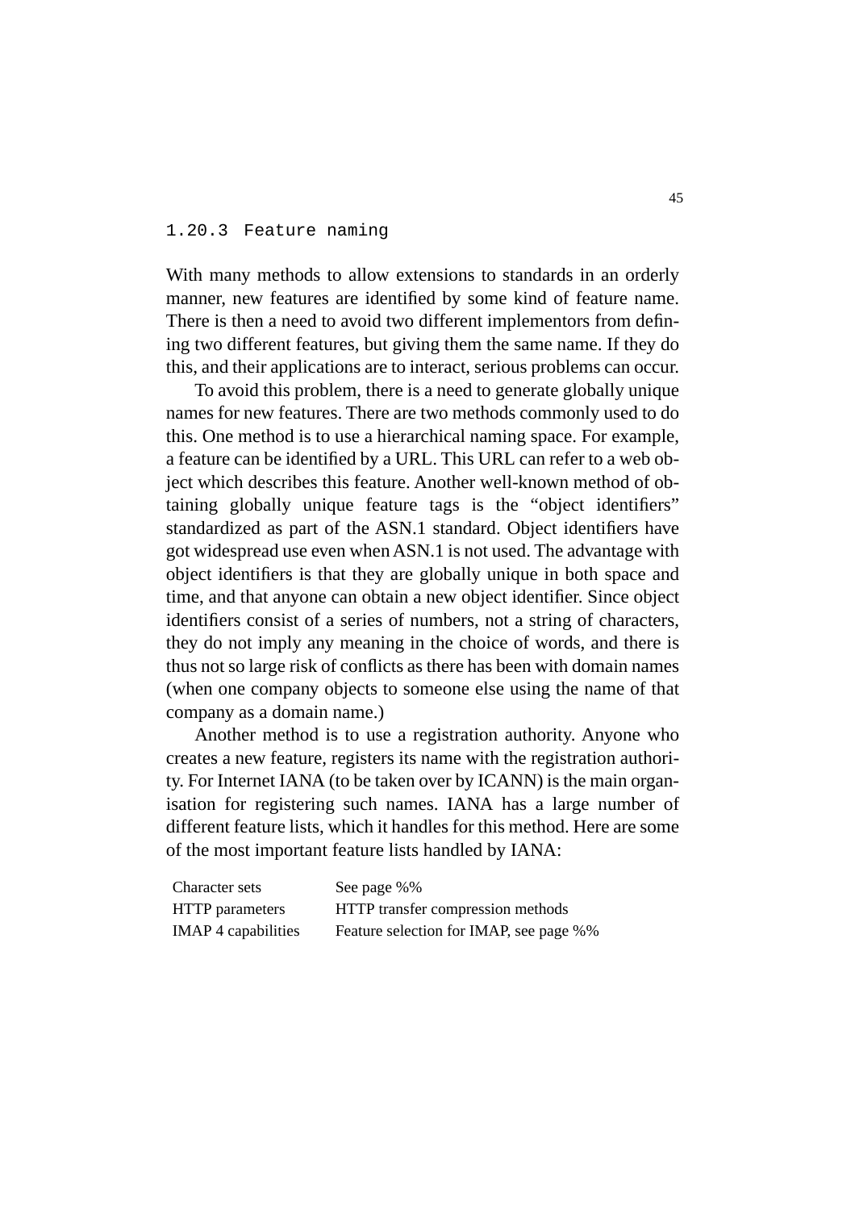### 1.20.3 Feature naming

With many methods to allow extensions to standards in an orderly manner, new features are identified by some kind of feature name. There is then a need to avoid two different implementors from defining two different features, but giving them the same name. If they do this, and their applications are to interact, serious problems can occur.

To avoid this problem, there is a need to generate globally unique names for new features. There are two methods commonly used to do this. One method is to use a hierarchical naming space. For example, a feature can be identified by a URL. This URL can refer to a web object which describes this feature. Another well-known method of obtaining globally unique feature tags is the "object identifiers" standardized as part of the ASN.1 standard. Object identifiers have got widespread use even when ASN.1 is not used. The advantage with object identifiers is that they are globally unique in both space and time, and that anyone can obtain a new object identifier. Since object identifiers consist of a series of numbers, not a string of characters, they do not imply any meaning in the choice of words, and there is thus not so large risk of conflicts as there has been with domain names (when one company objects to someone else using the name of that company as a domain name.)

Another method is to use a registration authority. Anyone who creates a new feature, registers its name with the registration authority. For Internet IANA (to be taken over by ICANN) is the main organisation for registering such names. IANA has a large number of different feature lists, which it handles for this method. Here are some of the most important feature lists handled by IANA:

| | |
|---|---|
| Character sets | See page %% |
| HTTP parameters | HTTP transfer compression methods |
| IMAP 4 capabilities | Feature selection for IMAP, see page %% |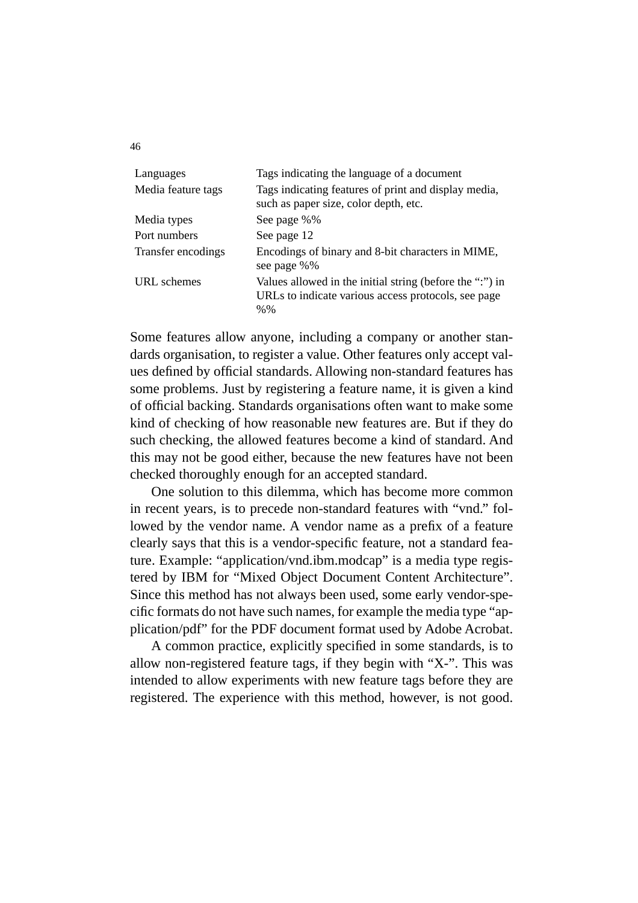| | |
|---|---|
| Languages | Tags indicating the language of a document |
| Media feature tags | Tags indicating features of print and display media, such as paper size, color depth, etc. |
| Media types | See page %% |
| Port numbers | See page 12 |
| Transfer encodings | Encodings of binary and 8-bit characters in MIME, see page %% |
| URL schemes | Values allowed in the initial string (before the ":") in URLs to indicate various access protocols, see page %% |

Some features allow anyone, including a company or another standards organisation, to register a value. Other features only accept values defined by official standards. Allowing non-standard features has some problems. Just by registering a feature name, it is given a kind of official backing. Standards organisations often want to make some kind of checking of how reasonable new features are. But if they do such checking, the allowed features become a kind of standard. And this may not be good either, because the new features have not been checked thoroughly enough for an accepted standard.

One solution to this dilemma, which has become more common in recent years, is to precede non-standard features with "vnd." followed by the vendor name. A vendor name as a prefix of a feature clearly says that this is a vendor-specific feature, not a standard feature. Example: "application/vnd.ibm.modcap" is a media type registered by IBM for "Mixed Object Document Content Architecture". Since this method has not always been used, some early vendor-specific formats do not have such names, for example the media type "application/pdf" for the PDF document format used by Adobe Acrobat.

A common practice, explicitly specified in some standards, is to allow non-registered feature tags, if they begin with "X-". This was intended to allow experiments with new feature tags before they are registered. The experience with this method, however, is not good.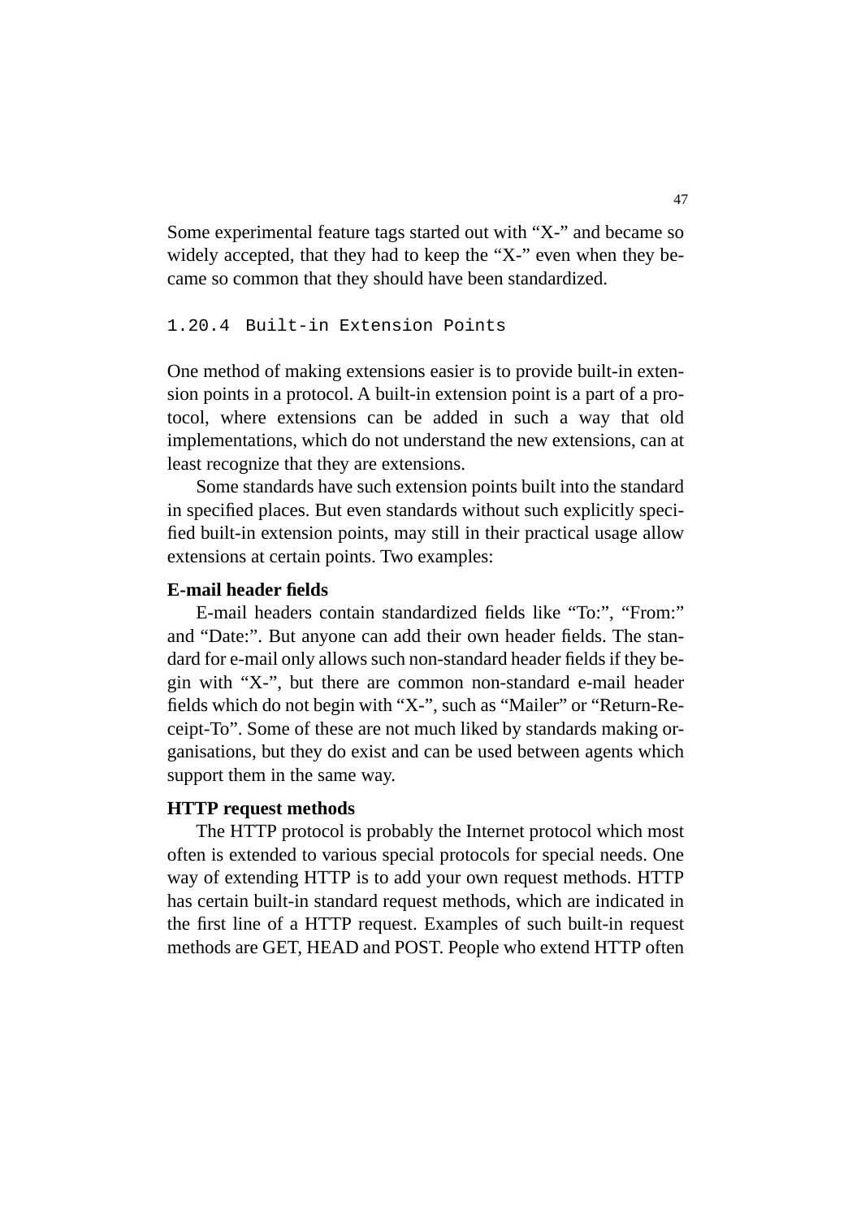Some experimental feature tags started out with “X-” and became so widely accepted, that they had to keep the “X-” even when they became so common that they should have been standardized.

### 1.20.4 Built-in Extension Points

One method of making extensions easier is to provide built-in extension points in a protocol. A built-in extension point is a part of a protocol, where extensions can be added in such a way that old implementations, which do not understand the new extensions, can at least recognize that they are extensions.

Some standards have such extension points built into the standard in specified places. But even standards without such explicitly specified built-in extension points, may still in their practical usage allow extensions at certain points. Two examples:

**E-mail header fields**

E-mail headers contain standardized fields like “To:”, “From:” and “Date:”. But anyone can add their own header fields. The standard for e-mail only allows such non-standard header fields if they begin with “X-”, but there are common non-standard e-mail header fields which do not begin with “X-”, such as “Mailer” or “Return-Receipt-To”. Some of these are not much liked by standards making organisations, but they do exist and can be used between agents which support them in the same way.

**HTTP request methods**

The HTTP protocol is probably the Internet protocol which most often is extended to various special protocols for special needs. One way of extending HTTP is to add your own request methods. HTTP has certain built-in standard request methods, which are indicated in the first line of a HTTP request. Examples of such built-in request methods are GET, HEAD and POST. People who extend HTTP often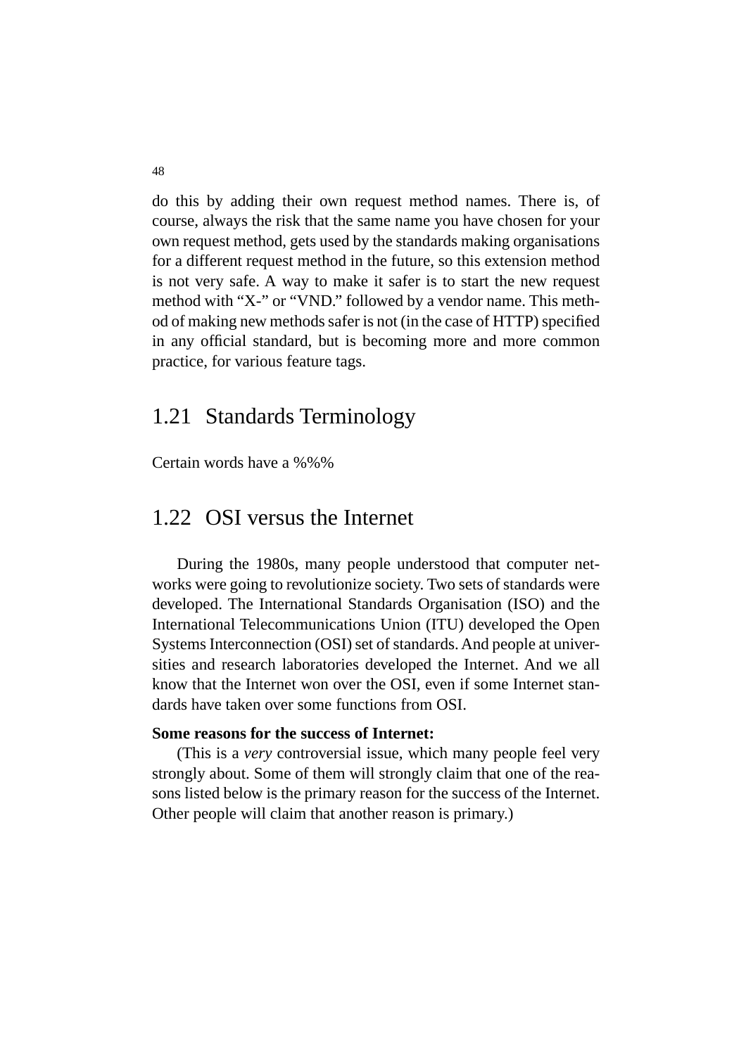do this by adding their own request method names. There is, of course, always the risk that the same name you have chosen for your own request method, gets used by the standards making organisations for a different request method in the future, so this extension method is not very safe. A way to make it safer is to start the new request method with "X-" or "VND." followed by a vendor name. This method of making new methods safer is not (in the case of HTTP) specified in any official standard, but is becoming more and more common practice, for various feature tags.

## 1.21 Standards Terminology

Certain words have a %%%

## 1.22 OSI versus the Internet

During the 1980s, many people understood that computer networks were going to revolutionize society. Two sets of standards were developed. The International Standards Organisation (ISO) and the International Telecommunications Union (ITU) developed the Open Systems Interconnection (OSI) set of standards. And people at universities and research laboratories developed the Internet. And we all know that the Internet won over the OSI, even if some Internet standards have taken over some functions from OSI.

**Some reasons for the success of Internet:**

(This is a *very* controversial issue, which many people feel very strongly about. Some of them will strongly claim that one of the reasons listed below is the primary reason for the success of the Internet. Other people will claim that another reason is primary.)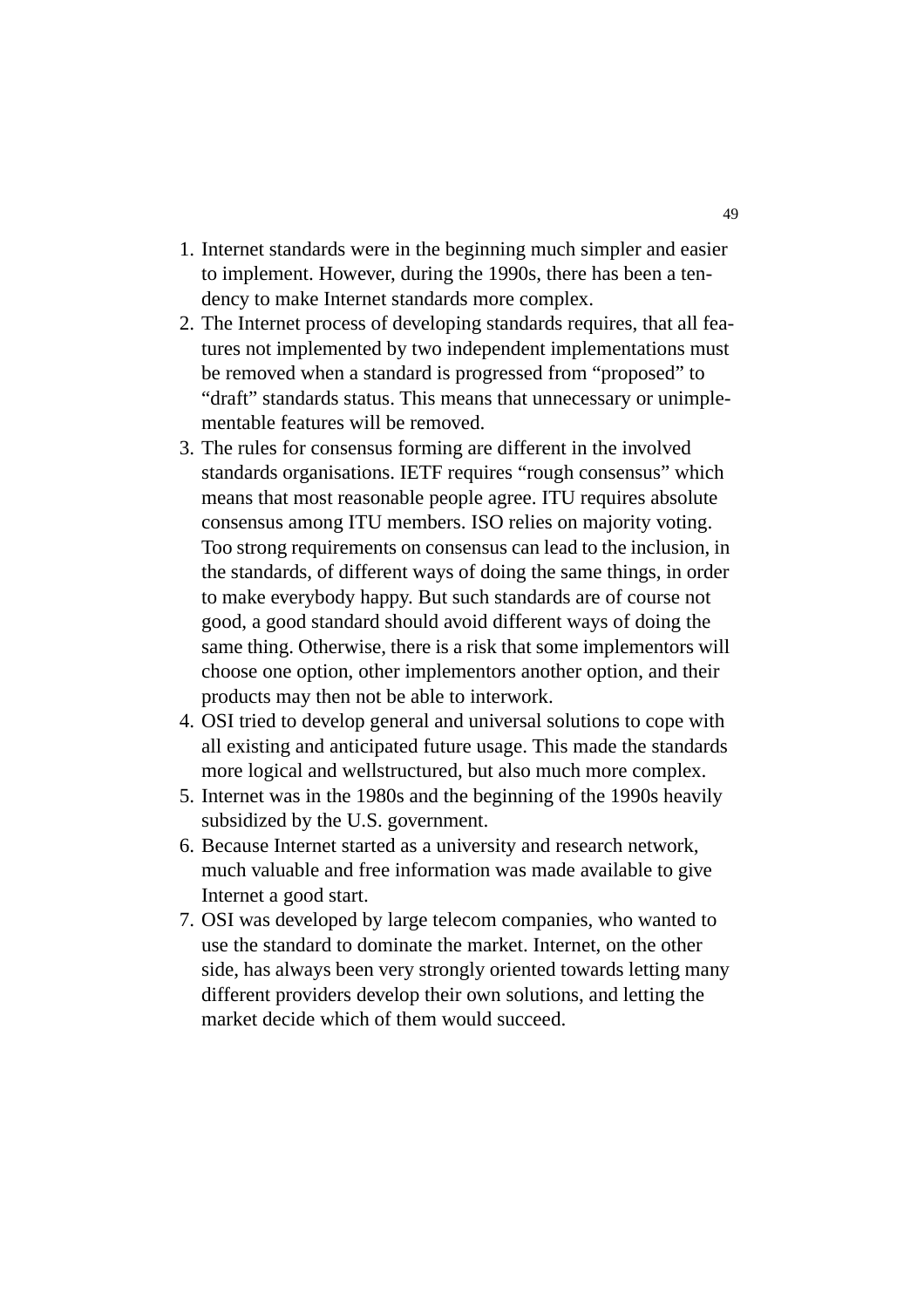1. Internet standards were in the beginning much simpler and easier to implement. However, during the 1990s, there has been a tendency to make Internet standards more complex.
2. The Internet process of developing standards requires, that all features not implemented by two independent implementations must be removed when a standard is progressed from “proposed” to “draft” standards status. This means that unnecessary or unimplementable features will be removed.
3. The rules for consensus forming are different in the involved standards organisations. IETF requires “rough consensus” which means that most reasonable people agree. ITU requires absolute consensus among ITU members. ISO relies on majority voting. Too strong requirements on consensus can lead to the inclusion, in the standards, of different ways of doing the same things, in order to make everybody happy. But such standards are of course not good, a good standard should avoid different ways of doing the same thing. Otherwise, there is a risk that some implementors will choose one option, other implementors another option, and their products may then not be able to interwork.
4. OSI tried to develop general and universal solutions to cope with all existing and anticipated future usage. This made the standards more logical and wellstructured, but also much more complex.
5. Internet was in the 1980s and the beginning of the 1990s heavily subsidized by the U.S. government.
6. Because Internet started as a university and research network, much valuable and free information was made available to give Internet a good start.
7. OSI was developed by large telecom companies, who wanted to use the standard to dominate the market. Internet, on the other side, has always been very strongly oriented towards letting many different providers develop their own solutions, and letting the market decide which of them would succeed.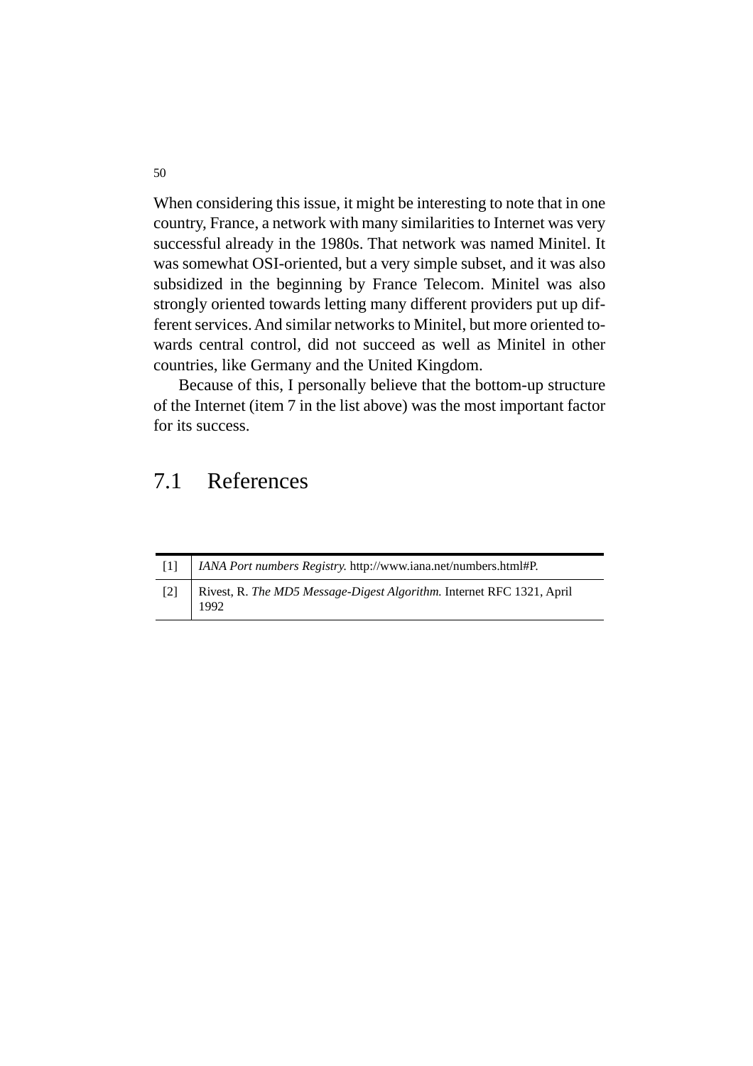When considering this issue, it might be interesting to note that in one country, France, a network with many similarities to Internet was very successful already in the 1980s. That network was named Minitel. It was somewhat OSI-oriented, but a very simple subset, and it was also subsidized in the beginning by France Telecom. Minitel was also strongly oriented towards letting many different providers put up different services. And similar networks to Minitel, but more oriented towards central control, did not succeed as well as Minitel in other countries, like Germany and the United Kingdom.

Because of this, I personally believe that the bottom-up structure of the Internet (item 7 in the list above) was the most important factor for its success.

## 7.1 References

| | |
|---|---|
| [1] | *IANA Port numbers Registry.* http://www.iana.net/numbers.html#P. |
| [2] | Rivest, R. *The MD5 Message-Digest Algorithm.* Internet RFC 1321, April 1992 |